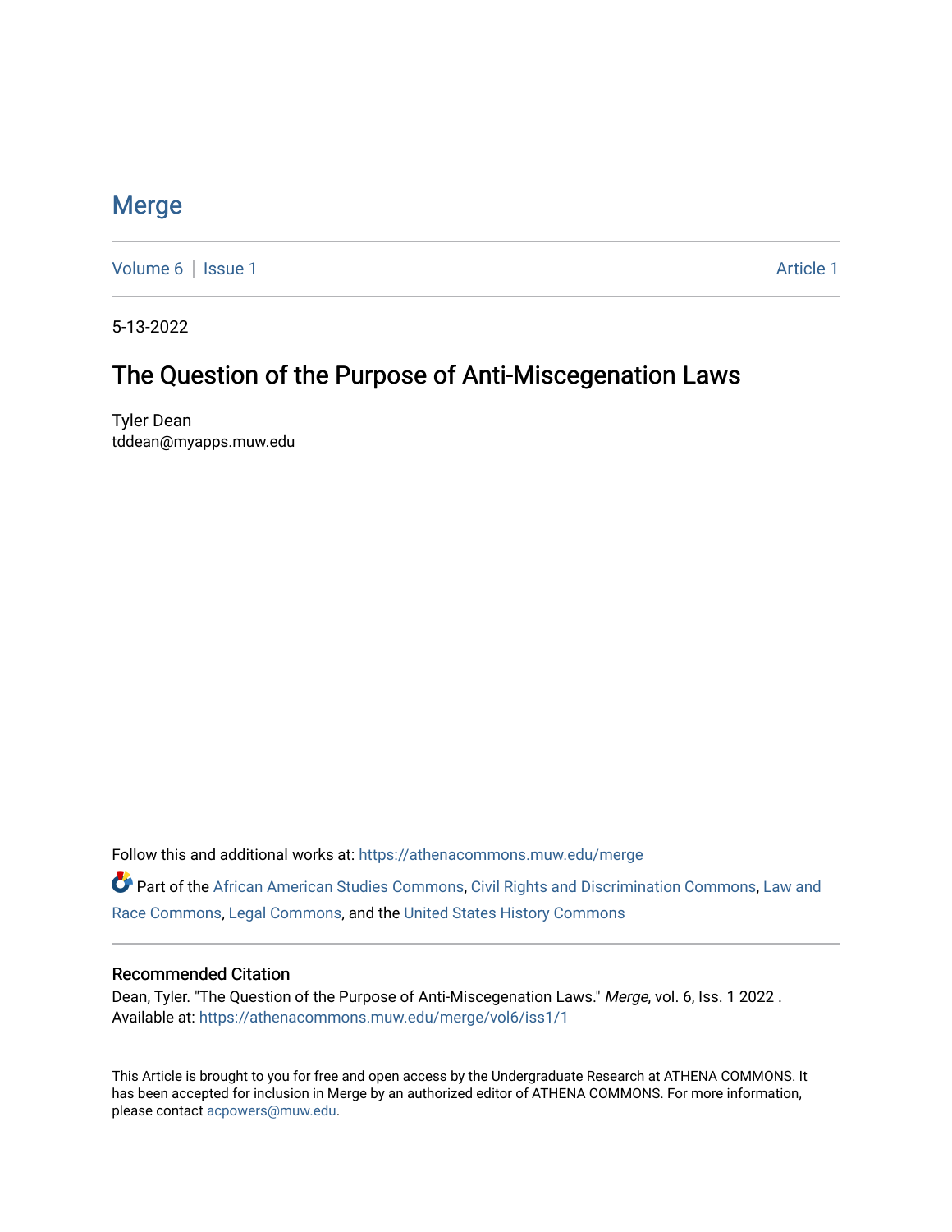# Merge

Volume 6 | Issue 1 Article 1

5-13-2022

## The Question of the Purpose of Anti-Miscegenation Laws

Tyler Dean
tddean@myapps.muw.edu

Follow this and additional works at: https://athenacommons.muw.edu/merge

Part of the African American Studies Commons, Civil Rights and Discrimination Commons, Law and Race Commons, Legal Commons, and the United States History Commons

### Recommended Citation

Dean, Tyler. "The Question of the Purpose of Anti-Miscegenation Laws." *Merge*, vol. 6, Iss. 1 2022 . Available at: https://athenacommons.muw.edu/merge/vol6/iss1/1

This Article is brought to you for free and open access by the Undergraduate Research at ATHENA COMMONS. It has been accepted for inclusion in Merge by an authorized editor of ATHENA COMMONS. For more information, please contact acpowers@muw.edu.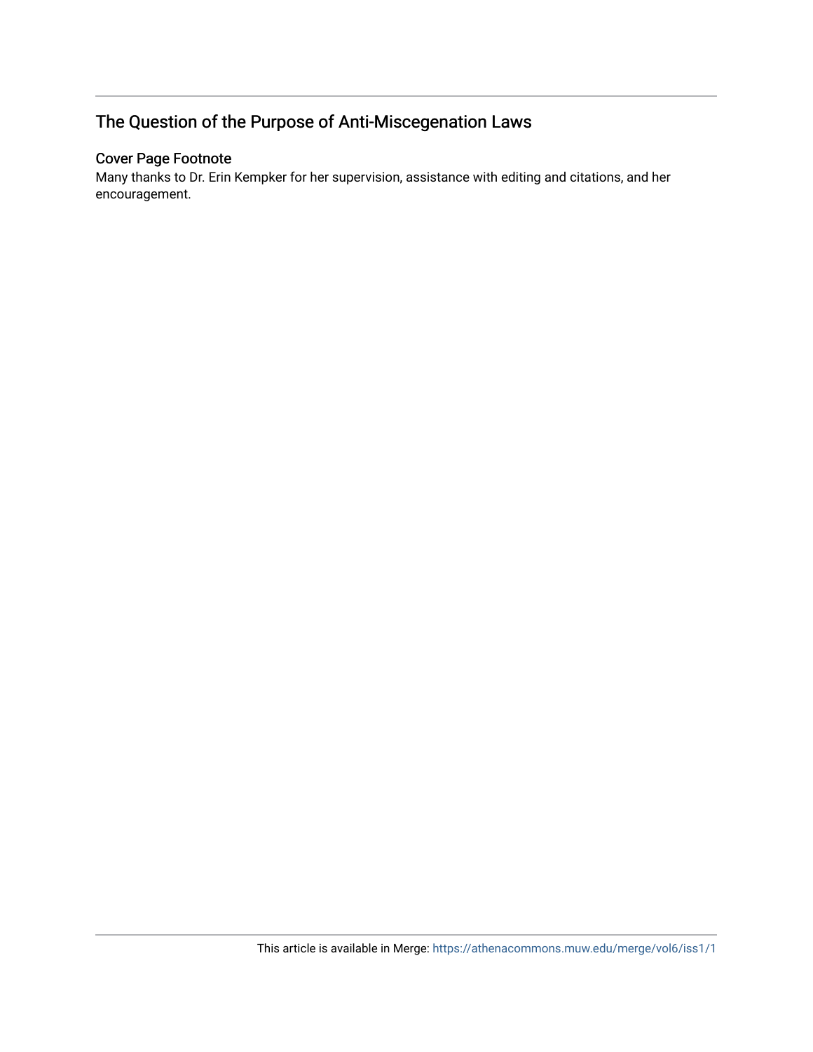## The Question of the Purpose of Anti-Miscegenation Laws

### Cover Page Footnote

Many thanks to Dr. Erin Kempker for her supervision, assistance with editing and citations, and her encouragement.

This article is available in Merge: https://athenacommons.muw.edu/merge/vol6/iss1/1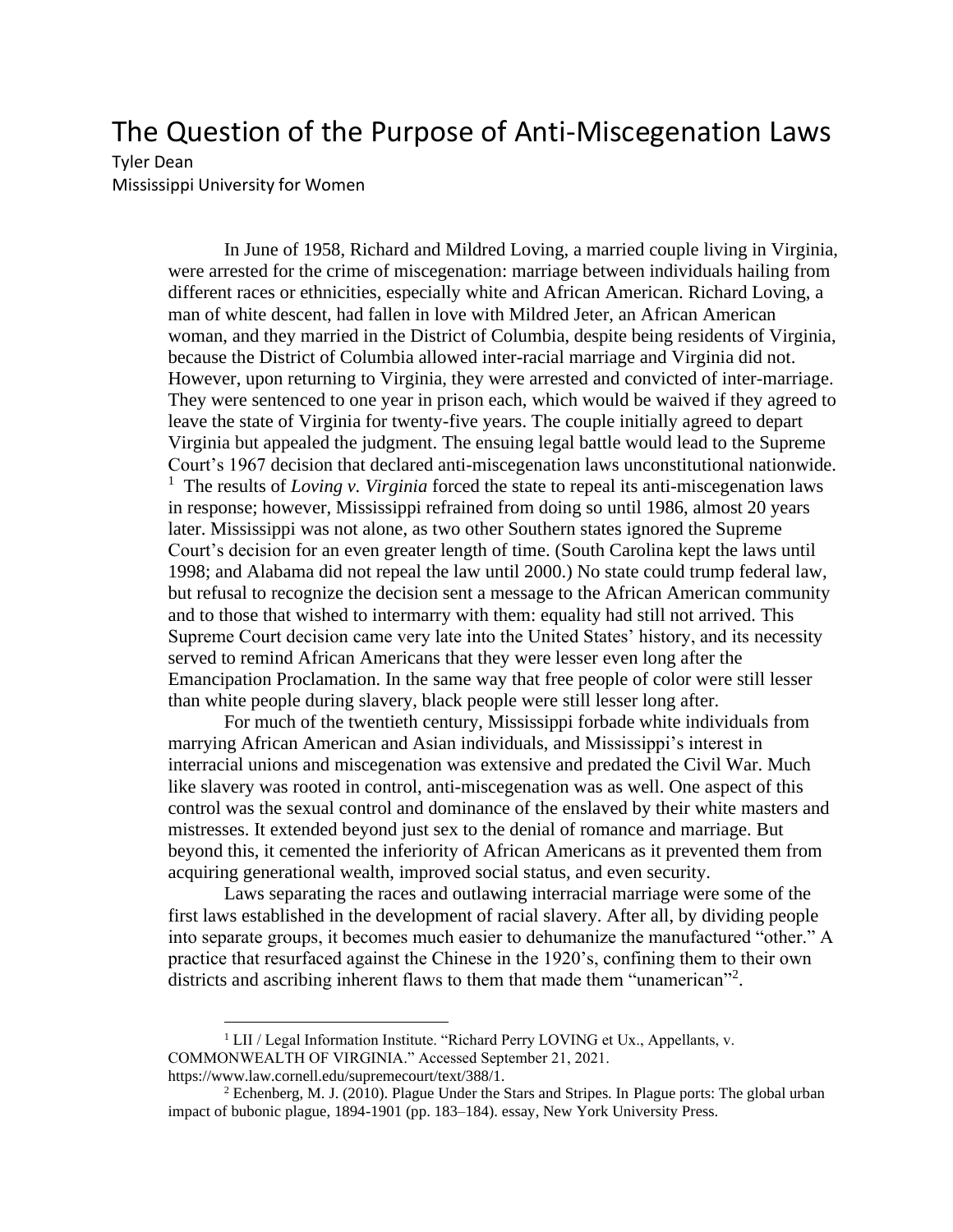# The Question of the Purpose of Anti-Miscegenation Laws

Tyler Dean
Mississippi University for Women

In June of 1958, Richard and Mildred Loving, a married couple living in Virginia, were arrested for the crime of miscegenation: marriage between individuals hailing from different races or ethnicities, especially white and African American. Richard Loving, a man of white descent, had fallen in love with Mildred Jeter, an African American woman, and they married in the District of Columbia, despite being residents of Virginia, because the District of Columbia allowed inter-racial marriage and Virginia did not. However, upon returning to Virginia, they were arrested and convicted of inter-marriage. They were sentenced to one year in prison each, which would be waived if they agreed to leave the state of Virginia for twenty-five years. The couple initially agreed to depart Virginia but appealed the judgment. The ensuing legal battle would lead to the Supreme Court's 1967 decision that declared anti-miscegenation laws unconstitutional nationwide. [1] The results of *Loving v. Virginia* forced the state to repeal its anti-miscegenation laws in response; however, Mississippi refrained from doing so until 1986, almost 20 years later. Mississippi was not alone, as two other Southern states ignored the Supreme Court's decision for an even greater length of time. (South Carolina kept the laws until 1998; and Alabama did not repeal the law until 2000.) No state could trump federal law, but refusal to recognize the decision sent a message to the African American community and to those that wished to intermarry with them: equality had still not arrived. This Supreme Court decision came very late into the United States' history, and its necessity served to remind African Americans that they were lesser even long after the Emancipation Proclamation. In the same way that free people of color were still lesser than white people during slavery, black people were still lesser long after.

For much of the twentieth century, Mississippi forbade white individuals from marrying African American and Asian individuals, and Mississippi's interest in interracial unions and miscegenation was extensive and predated the Civil War. Much like slavery was rooted in control, anti-miscegenation was as well. One aspect of this control was the sexual control and dominance of the enslaved by their white masters and mistresses. It extended beyond just sex to the denial of romance and marriage. But beyond this, it cemented the inferiority of African Americans as it prevented them from acquiring generational wealth, improved social status, and even security.

Laws separating the races and outlawing interracial marriage were some of the first laws established in the development of racial slavery. After all, by dividing people into separate groups, it becomes much easier to dehumanize the manufactured "other." A practice that resurfaced against the Chinese in the 1920's, confining them to their own districts and ascribing inherent flaws to them that made them "unamerican"[2].

---

[1] LII / Legal Information Institute. "Richard Perry LOVING et Ux., Appellants, v. COMMONWEALTH OF VIRGINIA." Accessed September 21, 2021. https://www.law.cornell.edu/supremecourt/text/388/1.

[2] Echenberg, M. J. (2010). Plague Under the Stars and Stripes. In Plague ports: The global urban impact of bubonic plague, 1894-1901 (pp. 183–184). essay, New York University Press.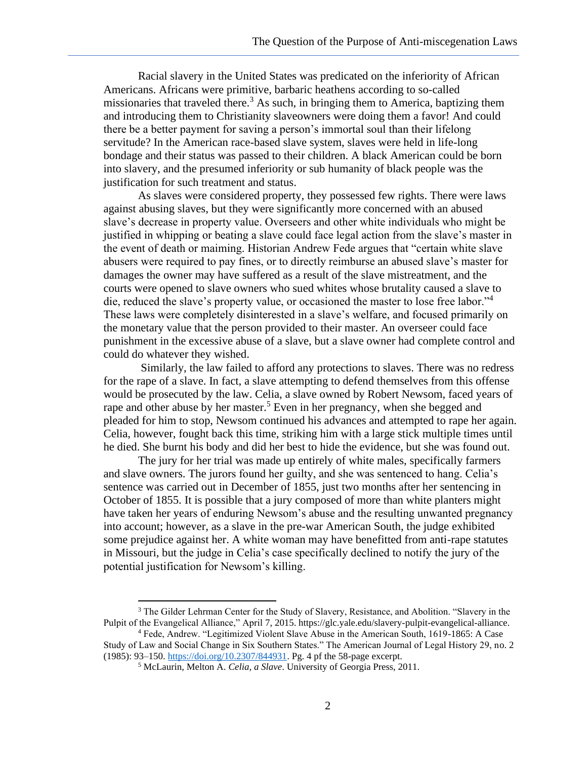Racial slavery in the United States was predicated on the inferiority of African Americans. Africans were primitive, barbaric heathens according to so-called missionaries that traveled there.[3] As such, in bringing them to America, baptizing them and introducing them to Christianity slaveowners were doing them a favor! And could there be a better payment for saving a person's immortal soul than their lifelong servitude? In the American race-based slave system, slaves were held in life-long bondage and their status was passed to their children. A black American could be born into slavery, and the presumed inferiority or sub humanity of black people was the justification for such treatment and status.

As slaves were considered property, they possessed few rights. There were laws against abusing slaves, but they were significantly more concerned with an abused slave's decrease in property value. Overseers and other white individuals who might be justified in whipping or beating a slave could face legal action from the slave's master in the event of death or maiming. Historian Andrew Fede argues that "certain white slave abusers were required to pay fines, or to directly reimburse an abused slave's master for damages the owner may have suffered as a result of the slave mistreatment, and the courts were opened to slave owners who sued whites whose brutality caused a slave to die, reduced the slave's property value, or occasioned the master to lose free labor."[4] These laws were completely disinterested in a slave's welfare, and focused primarily on the monetary value that the person provided to their master. An overseer could face punishment in the excessive abuse of a slave, but a slave owner had complete control and could do whatever they wished.

Similarly, the law failed to afford any protections to slaves. There was no redress for the rape of a slave. In fact, a slave attempting to defend themselves from this offense would be prosecuted by the law. Celia, a slave owned by Robert Newsom, faced years of rape and other abuse by her master.[5] Even in her pregnancy, when she begged and pleaded for him to stop, Newsom continued his advances and attempted to rape her again. Celia, however, fought back this time, striking him with a large stick multiple times until he died. She burnt his body and did her best to hide the evidence, but she was found out.

The jury for her trial was made up entirely of white males, specifically farmers and slave owners. The jurors found her guilty, and she was sentenced to hang. Celia's sentence was carried out in December of 1855, just two months after her sentencing in October of 1855. It is possible that a jury composed of more than white planters might have taken her years of enduring Newsom's abuse and the resulting unwanted pregnancy into account; however, as a slave in the pre-war American South, the judge exhibited some prejudice against her. A white woman may have benefitted from anti-rape statutes in Missouri, but the judge in Celia's case specifically declined to notify the jury of the potential justification for Newsom's killing.

---

[3] The Gilder Lehrman Center for the Study of Slavery, Resistance, and Abolition. "Slavery in the Pulpit of the Evangelical Alliance," April 7, 2015. https://glc.yale.edu/slavery-pulpit-evangelical-alliance.

[4] Fede, Andrew. "Legitimized Violent Slave Abuse in the American South, 1619-1865: A Case Study of Law and Social Change in Six Southern States." The American Journal of Legal History 29, no. 2 (1985): 93–150. https://doi.org/10.2307/844931. Pg. 4 pf the 58-page excerpt.

[5] McLaurin, Melton A. *Celia, a Slave*. University of Georgia Press, 2011.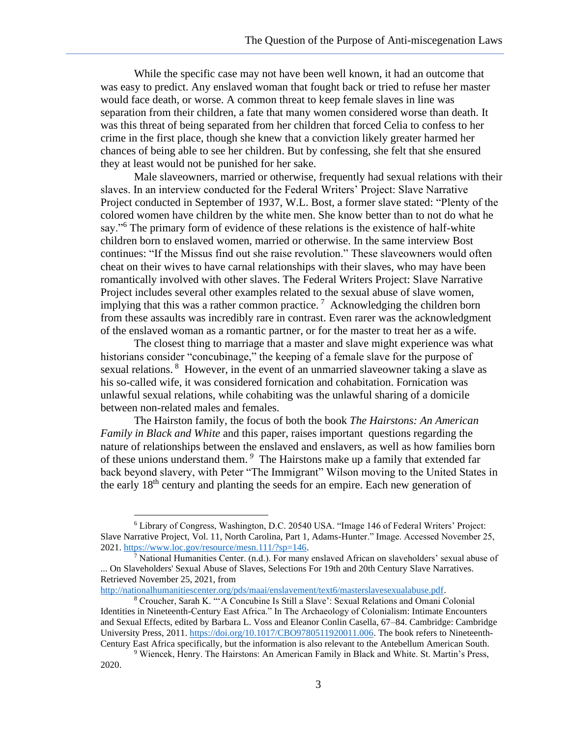While the specific case may not have been well known, it had an outcome that was easy to predict. Any enslaved woman that fought back or tried to refuse her master would face death, or worse. A common threat to keep female slaves in line was separation from their children, a fate that many women considered worse than death. It was this threat of being separated from her children that forced Celia to confess to her crime in the first place, though she knew that a conviction likely greater harmed her chances of being able to see her children. But by confessing, she felt that she ensured they at least would not be punished for her sake.

Male slaveowners, married or otherwise, frequently had sexual relations with their slaves. In an interview conducted for the Federal Writers' Project: Slave Narrative Project conducted in September of 1937, W.L. Bost, a former slave stated: "Plenty of the colored women have children by the white men. She know better than to not do what he say."[6] The primary form of evidence of these relations is the existence of half-white children born to enslaved women, married or otherwise. In the same interview Bost continues: "If the Missus find out she raise revolution." These slaveowners would often cheat on their wives to have carnal relationships with their slaves, who may have been romantically involved with other slaves. The Federal Writers Project: Slave Narrative Project includes several other examples related to the sexual abuse of slave women, implying that this was a rather common practice.[7] Acknowledging the children born from these assaults was incredibly rare in contrast. Even rarer was the acknowledgment of the enslaved woman as a romantic partner, or for the master to treat her as a wife.

The closest thing to marriage that a master and slave might experience was what historians consider "concubinage," the keeping of a female slave for the purpose of sexual relations.[8] However, in the event of an unmarried slaveowner taking a slave as his so-called wife, it was considered fornication and cohabitation. Fornication was unlawful sexual relations, while cohabiting was the unlawful sharing of a domicile between non-related males and females.

The Hairston family, the focus of both the book *The Hairstons: An American Family in Black and White* and this paper, raises important questions regarding the nature of relationships between the enslaved and enslavers, as well as how families born of these unions understand them.[9] The Hairstons make up a family that extended far back beyond slavery, with Peter "The Immigrant" Wilson moving to the United States in the early 18th century and planting the seeds for an empire. Each new generation of

---

[6] Library of Congress, Washington, D.C. 20540 USA. "Image 146 of Federal Writers' Project: Slave Narrative Project, Vol. 11, North Carolina, Part 1, Adams-Hunter." Image. Accessed November 25, 2021. https://www.loc.gov/resource/mesn.111/?sp=146.

[7] National Humanities Center. (n.d.). For many enslaved African on slaveholders' sexual abuse of ... On Slaveholders' Sexual Abuse of Slaves, Selections For 19th and 20th Century Slave Narratives. Retrieved November 25, 2021, from http://nationalhumanitiescenter.org/pds/maai/enslavement/text6/masterslavesexualabuse.pdf.

[8] Croucher, Sarah K. "'A Concubine Is Still a Slave': Sexual Relations and Omani Colonial Identities in Nineteenth-Century East Africa." In The Archaeology of Colonialism: Intimate Encounters and Sexual Effects, edited by Barbara L. Voss and Eleanor Conlin Casella, 67–84. Cambridge: Cambridge University Press, 2011. https://doi.org/10.1017/CBO9780511920011.006. The book refers to Nineteenth-Century East Africa specifically, but the information is also relevant to the Antebellum American South.

[9] Wiencek, Henry. The Hairstons: An American Family in Black and White. St. Martin's Press, 2020.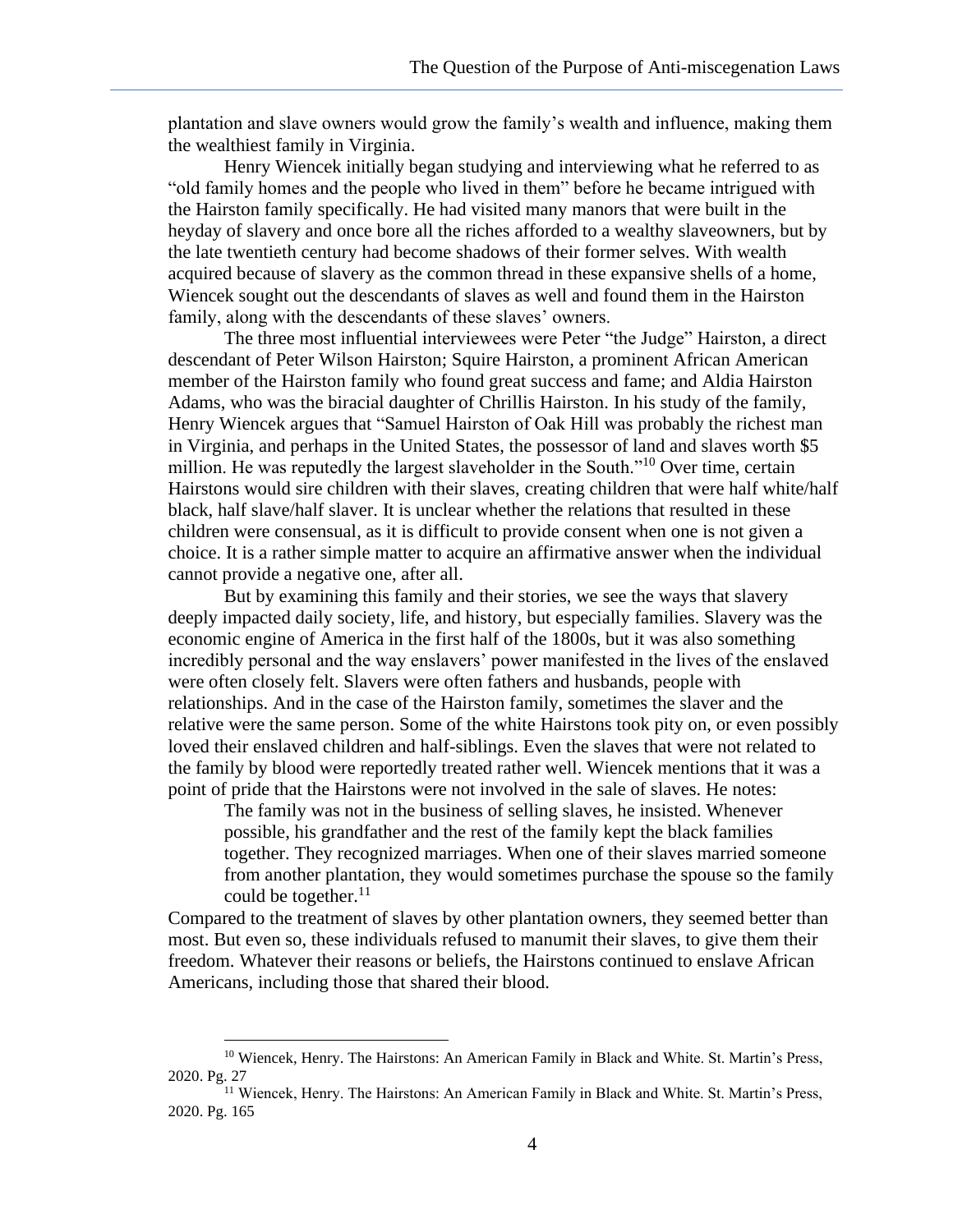plantation and slave owners would grow the family's wealth and influence, making them the wealthiest family in Virginia.

Henry Wiencek initially began studying and interviewing what he referred to as "old family homes and the people who lived in them" before he became intrigued with the Hairston family specifically. He had visited many manors that were built in the heyday of slavery and once bore all the riches afforded to a wealthy slaveowners, but by the late twentieth century had become shadows of their former selves. With wealth acquired because of slavery as the common thread in these expansive shells of a home, Wiencek sought out the descendants of slaves as well and found them in the Hairston family, along with the descendants of these slaves' owners.

The three most influential interviewees were Peter "the Judge" Hairston, a direct descendant of Peter Wilson Hairston; Squire Hairston, a prominent African American member of the Hairston family who found great success and fame; and Aldia Hairston Adams, who was the biracial daughter of Chrillis Hairston. In his study of the family, Henry Wiencek argues that "Samuel Hairston of Oak Hill was probably the richest man in Virginia, and perhaps in the United States, the possessor of land and slaves worth $5 million. He was reputedly the largest slaveholder in the South."[10] Over time, certain Hairstons would sire children with their slaves, creating children that were half white/half black, half slave/half slaver. It is unclear whether the relations that resulted in these children were consensual, as it is difficult to provide consent when one is not given a choice. It is a rather simple matter to acquire an affirmative answer when the individual cannot provide a negative one, after all.

But by examining this family and their stories, we see the ways that slavery deeply impacted daily society, life, and history, but especially families. Slavery was the economic engine of America in the first half of the 1800s, but it was also something incredibly personal and the way enslavers' power manifested in the lives of the enslaved were often closely felt. Slavers were often fathers and husbands, people with relationships. And in the case of the Hairston family, sometimes the slaver and the relative were the same person. Some of the white Hairstons took pity on, or even possibly loved their enslaved children and half-siblings. Even the slaves that were not related to the family by blood were reportedly treated rather well. Wiencek mentions that it was a point of pride that the Hairstons were not involved in the sale of slaves. He notes:

> The family was not in the business of selling slaves, he insisted. Whenever possible, his grandfather and the rest of the family kept the black families together. They recognized marriages. When one of their slaves married someone from another plantation, they would sometimes purchase the spouse so the family could be together.[11]

Compared to the treatment of slaves by other plantation owners, they seemed better than most. But even so, these individuals refused to manumit their slaves, to give them their freedom. Whatever their reasons or beliefs, the Hairstons continued to enslave African Americans, including those that shared their blood.

---

[10] Wiencek, Henry. The Hairstons: An American Family in Black and White. St. Martin's Press, 2020. Pg. 27

[11] Wiencek, Henry. The Hairstons: An American Family in Black and White. St. Martin's Press, 2020. Pg. 165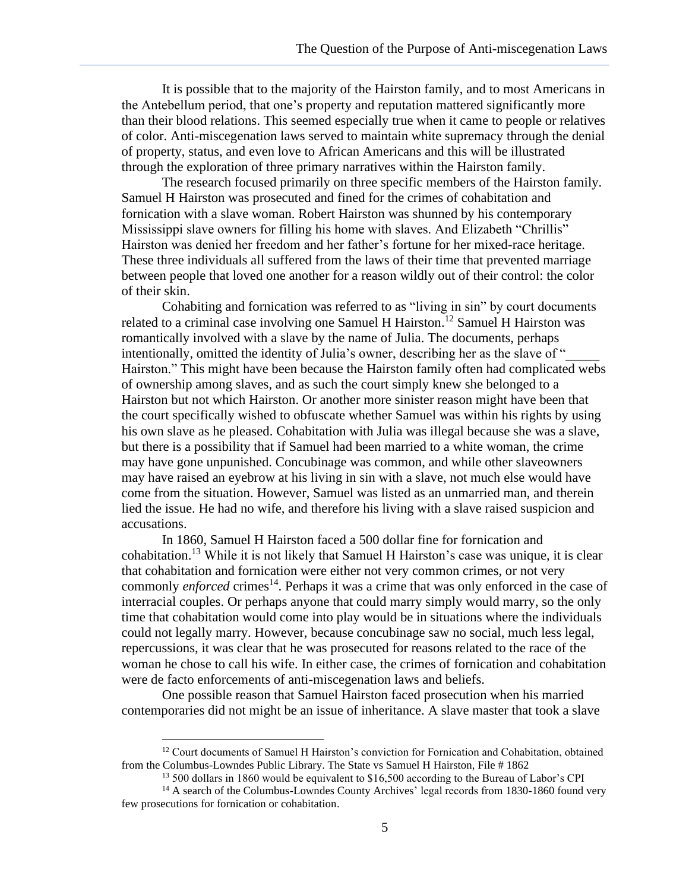It is possible that to the majority of the Hairston family, and to most Americans in the Antebellum period, that one's property and reputation mattered significantly more than their blood relations. This seemed especially true when it came to people or relatives of color. Anti-miscegenation laws served to maintain white supremacy through the denial of property, status, and even love to African Americans and this will be illustrated through the exploration of three primary narratives within the Hairston family.

The research focused primarily on three specific members of the Hairston family. Samuel H Hairston was prosecuted and fined for the crimes of cohabitation and fornication with a slave woman. Robert Hairston was shunned by his contemporary Mississippi slave owners for filling his home with slaves. And Elizabeth "Chrillis" Hairston was denied her freedom and her father's fortune for her mixed-race heritage. These three individuals all suffered from the laws of their time that prevented marriage between people that loved one another for a reason wildly out of their control: the color of their skin.

Cohabiting and fornication was referred to as "living in sin" by court documents related to a criminal case involving one Samuel H Hairston.[12] Samuel H Hairston was romantically involved with a slave by the name of Julia. The documents, perhaps intentionally, omitted the identity of Julia's owner, describing her as the slave of "_____ Hairston." This might have been because the Hairston family often had complicated webs of ownership among slaves, and as such the court simply knew she belonged to a Hairston but not which Hairston. Or another more sinister reason might have been that the court specifically wished to obfuscate whether Samuel was within his rights by using his own slave as he pleased. Cohabitation with Julia was illegal because she was a slave, but there is a possibility that if Samuel had been married to a white woman, the crime may have gone unpunished. Concubinage was common, and while other slaveowners may have raised an eyebrow at his living in sin with a slave, not much else would have come from the situation. However, Samuel was listed as an unmarried man, and therein lied the issue. He had no wife, and therefore his living with a slave raised suspicion and accusations.

In 1860, Samuel H Hairston faced a 500 dollar fine for fornication and cohabitation.[13] While it is not likely that Samuel H Hairston's case was unique, it is clear that cohabitation and fornication were either not very common crimes, or not very commonly *enforced* crimes[14]. Perhaps it was a crime that was only enforced in the case of interracial couples. Or perhaps anyone that could marry simply would marry, so the only time that cohabitation would come into play would be in situations where the individuals could not legally marry. However, because concubinage saw no social, much less legal, repercussions, it was clear that he was prosecuted for reasons related to the race of the woman he chose to call his wife. In either case, the crimes of fornication and cohabitation were de facto enforcements of anti-miscegenation laws and beliefs.

One possible reason that Samuel Hairston faced prosecution when his married contemporaries did not might be an issue of inheritance. A slave master that took a slave

---

[12] Court documents of Samuel H Hairston's conviction for Fornication and Cohabitation, obtained from the Columbus-Lowndes Public Library. The State vs Samuel H Hairston, File # 1862

[13] 500 dollars in 1860 would be equivalent to $16,500 according to the Bureau of Labor's CPI

[14] A search of the Columbus-Lowndes County Archives' legal records from 1830-1860 found very few prosecutions for fornication or cohabitation.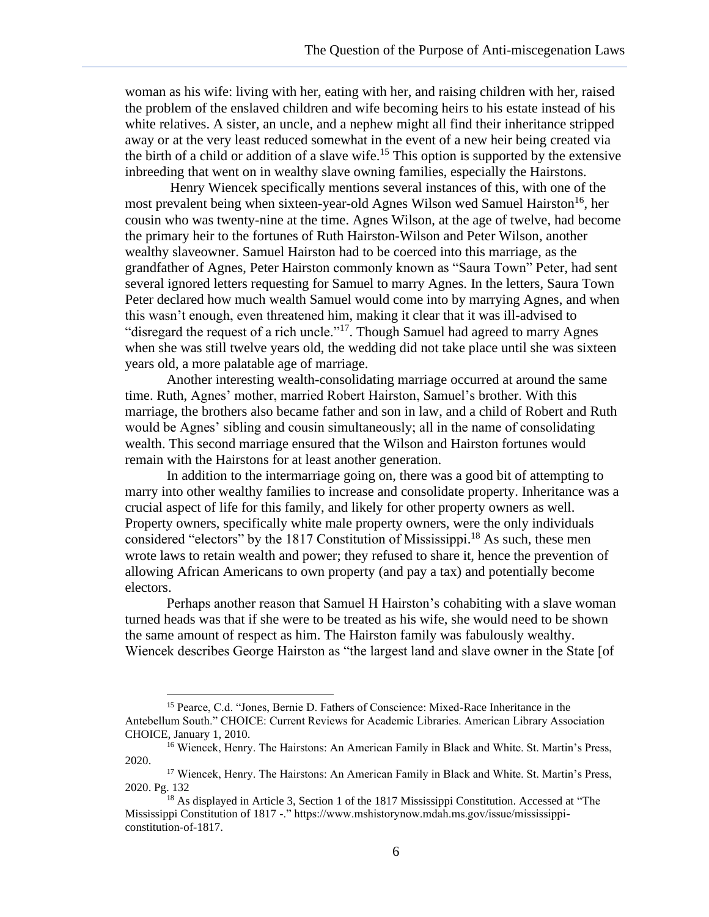woman as his wife: living with her, eating with her, and raising children with her, raised the problem of the enslaved children and wife becoming heirs to his estate instead of his white relatives. A sister, an uncle, and a nephew might all find their inheritance stripped away or at the very least reduced somewhat in the event of a new heir being created via the birth of a child or addition of a slave wife.[15] This option is supported by the extensive inbreeding that went on in wealthy slave owning families, especially the Hairstons.

Henry Wiencek specifically mentions several instances of this, with one of the most prevalent being when sixteen-year-old Agnes Wilson wed Samuel Hairston[16], her cousin who was twenty-nine at the time. Agnes Wilson, at the age of twelve, had become the primary heir to the fortunes of Ruth Hairston-Wilson and Peter Wilson, another wealthy slaveowner. Samuel Hairston had to be coerced into this marriage, as the grandfather of Agnes, Peter Hairston commonly known as "Saura Town" Peter, had sent several ignored letters requesting for Samuel to marry Agnes. In the letters, Saura Town Peter declared how much wealth Samuel would come into by marrying Agnes, and when this wasn't enough, even threatened him, making it clear that it was ill-advised to "disregard the request of a rich uncle."[17]. Though Samuel had agreed to marry Agnes when she was still twelve years old, the wedding did not take place until she was sixteen years old, a more palatable age of marriage.

Another interesting wealth-consolidating marriage occurred at around the same time. Ruth, Agnes' mother, married Robert Hairston, Samuel's brother. With this marriage, the brothers also became father and son in law, and a child of Robert and Ruth would be Agnes' sibling and cousin simultaneously; all in the name of consolidating wealth. This second marriage ensured that the Wilson and Hairston fortunes would remain with the Hairstons for at least another generation.

In addition to the intermarriage going on, there was a good bit of attempting to marry into other wealthy families to increase and consolidate property. Inheritance was a crucial aspect of life for this family, and likely for other property owners as well. Property owners, specifically white male property owners, were the only individuals considered "electors" by the 1817 Constitution of Mississippi.[18] As such, these men wrote laws to retain wealth and power; they refused to share it, hence the prevention of allowing African Americans to own property (and pay a tax) and potentially become electors.

Perhaps another reason that Samuel H Hairston's cohabiting with a slave woman turned heads was that if she were to be treated as his wife, she would need to be shown the same amount of respect as him. The Hairston family was fabulously wealthy. Wiencek describes George Hairston as "the largest land and slave owner in the State [of

---

[15] Pearce, C.d. "Jones, Bernie D. Fathers of Conscience: Mixed-Race Inheritance in the Antebellum South." CHOICE: Current Reviews for Academic Libraries. American Library Association CHOICE, January 1, 2010.

[16] Wiencek, Henry. The Hairstons: An American Family in Black and White. St. Martin's Press, 2020.

[17] Wiencek, Henry. The Hairstons: An American Family in Black and White. St. Martin's Press, 2020. Pg. 132

[18] As displayed in Article 3, Section 1 of the 1817 Mississippi Constitution. Accessed at "The Mississippi Constitution of 1817 -." https://www.mshistorynow.mdah.ms.gov/issue/mississippi-constitution-of-1817.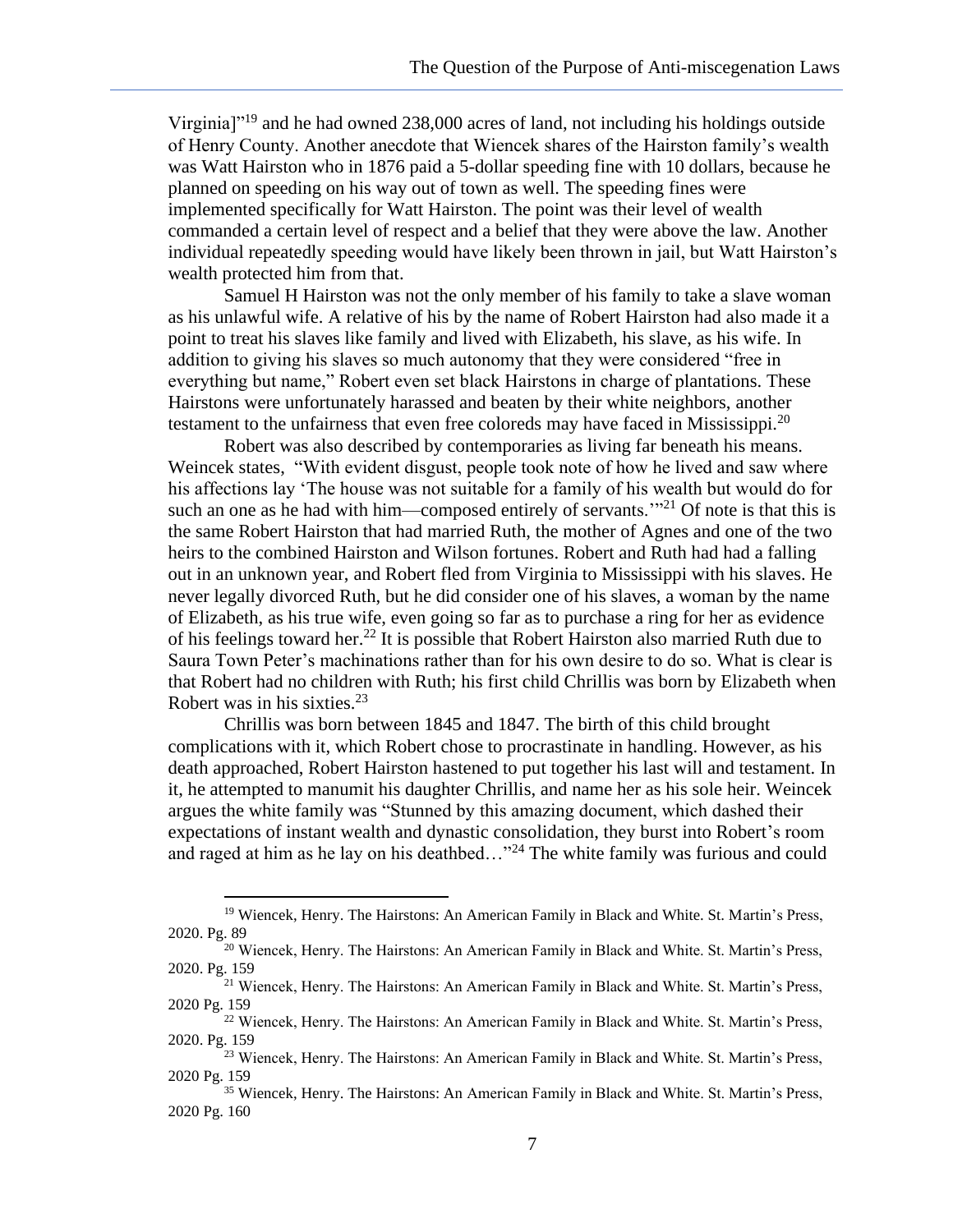Virginia]"[19] and he had owned 238,000 acres of land, not including his holdings outside of Henry County. Another anecdote that Wiencek shares of the Hairston family's wealth was Watt Hairston who in 1876 paid a 5-dollar speeding fine with 10 dollars, because he planned on speeding on his way out of town as well. The speeding fines were implemented specifically for Watt Hairston. The point was their level of wealth commanded a certain level of respect and a belief that they were above the law. Another individual repeatedly speeding would have likely been thrown in jail, but Watt Hairston's wealth protected him from that.

Samuel H Hairston was not the only member of his family to take a slave woman as his unlawful wife. A relative of his by the name of Robert Hairston had also made it a point to treat his slaves like family and lived with Elizabeth, his slave, as his wife. In addition to giving his slaves so much autonomy that they were considered "free in everything but name," Robert even set black Hairstons in charge of plantations. These Hairstons were unfortunately harassed and beaten by their white neighbors, another testament to the unfairness that even free coloreds may have faced in Mississippi.[20]

Robert was also described by contemporaries as living far beneath his means. Weincek states, "With evident disgust, people took note of how he lived and saw where his affections lay 'The house was not suitable for a family of his wealth but would do for such an one as he had with him—composed entirely of servants.'"[21] Of note is that this is the same Robert Hairston that had married Ruth, the mother of Agnes and one of the two heirs to the combined Hairston and Wilson fortunes. Robert and Ruth had had a falling out in an unknown year, and Robert fled from Virginia to Mississippi with his slaves. He never legally divorced Ruth, but he did consider one of his slaves, a woman by the name of Elizabeth, as his true wife, even going so far as to purchase a ring for her as evidence of his feelings toward her.[22] It is possible that Robert Hairston also married Ruth due to Saura Town Peter's machinations rather than for his own desire to do so. What is clear is that Robert had no children with Ruth; his first child Chrillis was born by Elizabeth when Robert was in his sixties.[23]

Chrillis was born between 1845 and 1847. The birth of this child brought complications with it, which Robert chose to procrastinate in handling. However, as his death approached, Robert Hairston hastened to put together his last will and testament. In it, he attempted to manumit his daughter Chrillis, and name her as his sole heir. Weincek argues the white family was "Stunned by this amazing document, which dashed their expectations of instant wealth and dynastic consolidation, they burst into Robert's room and raged at him as he lay on his deathbed…"[24] The white family was furious and could

[19] Wiencek, Henry. The Hairstons: An American Family in Black and White. St. Martin's Press, 2020. Pg. 89

[20] Wiencek, Henry. The Hairstons: An American Family in Black and White. St. Martin's Press, 2020. Pg. 159

[21] Wiencek, Henry. The Hairstons: An American Family in Black and White. St. Martin's Press, 2020 Pg. 159

[22] Wiencek, Henry. The Hairstons: An American Family in Black and White. St. Martin's Press, 2020. Pg. 159

[23] Wiencek, Henry. The Hairstons: An American Family in Black and White. St. Martin's Press, 2020 Pg. 159

[35] Wiencek, Henry. The Hairstons: An American Family in Black and White. St. Martin's Press, 2020 Pg. 160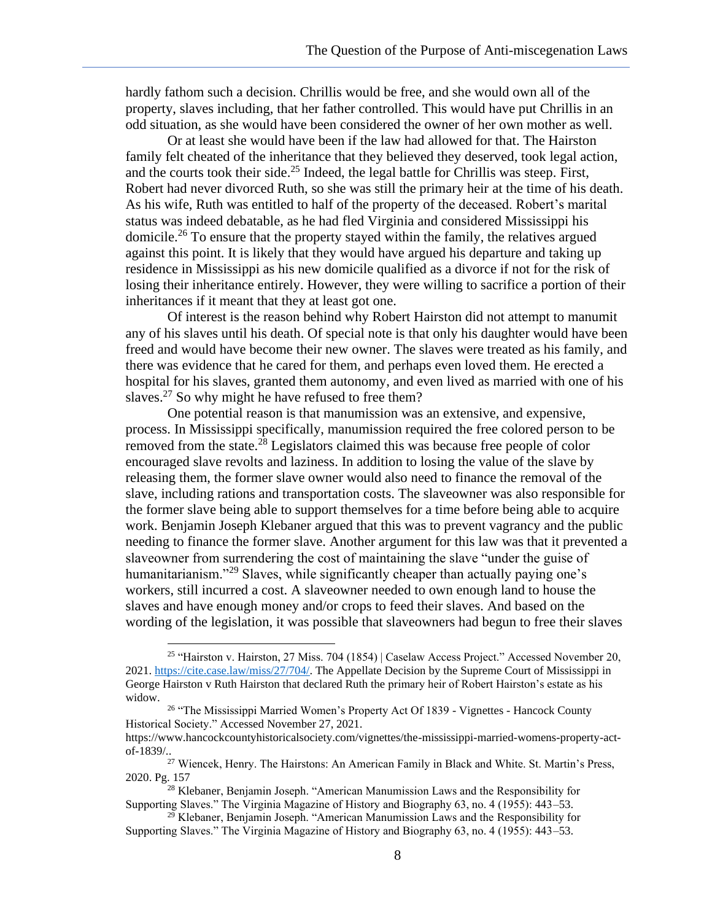hardly fathom such a decision. Chrillis would be free, and she would own all of the property, slaves including, that her father controlled. This would have put Chrillis in an odd situation, as she would have been considered the owner of her own mother as well.

Or at least she would have been if the law had allowed for that. The Hairston family felt cheated of the inheritance that they believed they deserved, took legal action, and the courts took their side.[25] Indeed, the legal battle for Chrillis was steep. First, Robert had never divorced Ruth, so she was still the primary heir at the time of his death. As his wife, Ruth was entitled to half of the property of the deceased. Robert's marital status was indeed debatable, as he had fled Virginia and considered Mississippi his domicile.[26] To ensure that the property stayed within the family, the relatives argued against this point. It is likely that they would have argued his departure and taking up residence in Mississippi as his new domicile qualified as a divorce if not for the risk of losing their inheritance entirely. However, they were willing to sacrifice a portion of their inheritances if it meant that they at least got one.

Of interest is the reason behind why Robert Hairston did not attempt to manumit any of his slaves until his death. Of special note is that only his daughter would have been freed and would have become their new owner. The slaves were treated as his family, and there was evidence that he cared for them, and perhaps even loved them. He erected a hospital for his slaves, granted them autonomy, and even lived as married with one of his slaves.[27] So why might he have refused to free them?

One potential reason is that manumission was an extensive, and expensive, process. In Mississippi specifically, manumission required the free colored person to be removed from the state.[28] Legislators claimed this was because free people of color encouraged slave revolts and laziness. In addition to losing the value of the slave by releasing them, the former slave owner would also need to finance the removal of the slave, including rations and transportation costs. The slaveowner was also responsible for the former slave being able to support themselves for a time before being able to acquire work. Benjamin Joseph Klebaner argued that this was to prevent vagrancy and the public needing to finance the former slave. Another argument for this law was that it prevented a slaveowner from surrendering the cost of maintaining the slave "under the guise of humanitarianism."[29] Slaves, while significantly cheaper than actually paying one's workers, still incurred a cost. A slaveowner needed to own enough land to house the slaves and have enough money and/or crops to feed their slaves. And based on the wording of the legislation, it was possible that slaveowners had begun to free their slaves

---

[25] "Hairston v. Hairston, 27 Miss. 704 (1854) | Caselaw Access Project." Accessed November 20, 2021. https://cite.case.law/miss/27/704/. The Appellate Decision by the Supreme Court of Mississippi in George Hairston v Ruth Hairston that declared Ruth the primary heir of Robert Hairston's estate as his widow.

[26] "The Mississippi Married Women's Property Act Of 1839 - Vignettes - Hancock County Historical Society." Accessed November 27, 2021. https://www.hancockcountyhistoricalsociety.com/vignettes/the-mississippi-married-womens-property-act-of-1839/..

[27] Wiencek, Henry. The Hairstons: An American Family in Black and White. St. Martin's Press, 2020. Pg. 157

[28] Klebaner, Benjamin Joseph. "American Manumission Laws and the Responsibility for Supporting Slaves." The Virginia Magazine of History and Biography 63, no. 4 (1955): 443–53.

[29] Klebaner, Benjamin Joseph. "American Manumission Laws and the Responsibility for Supporting Slaves." The Virginia Magazine of History and Biography 63, no. 4 (1955): 443–53.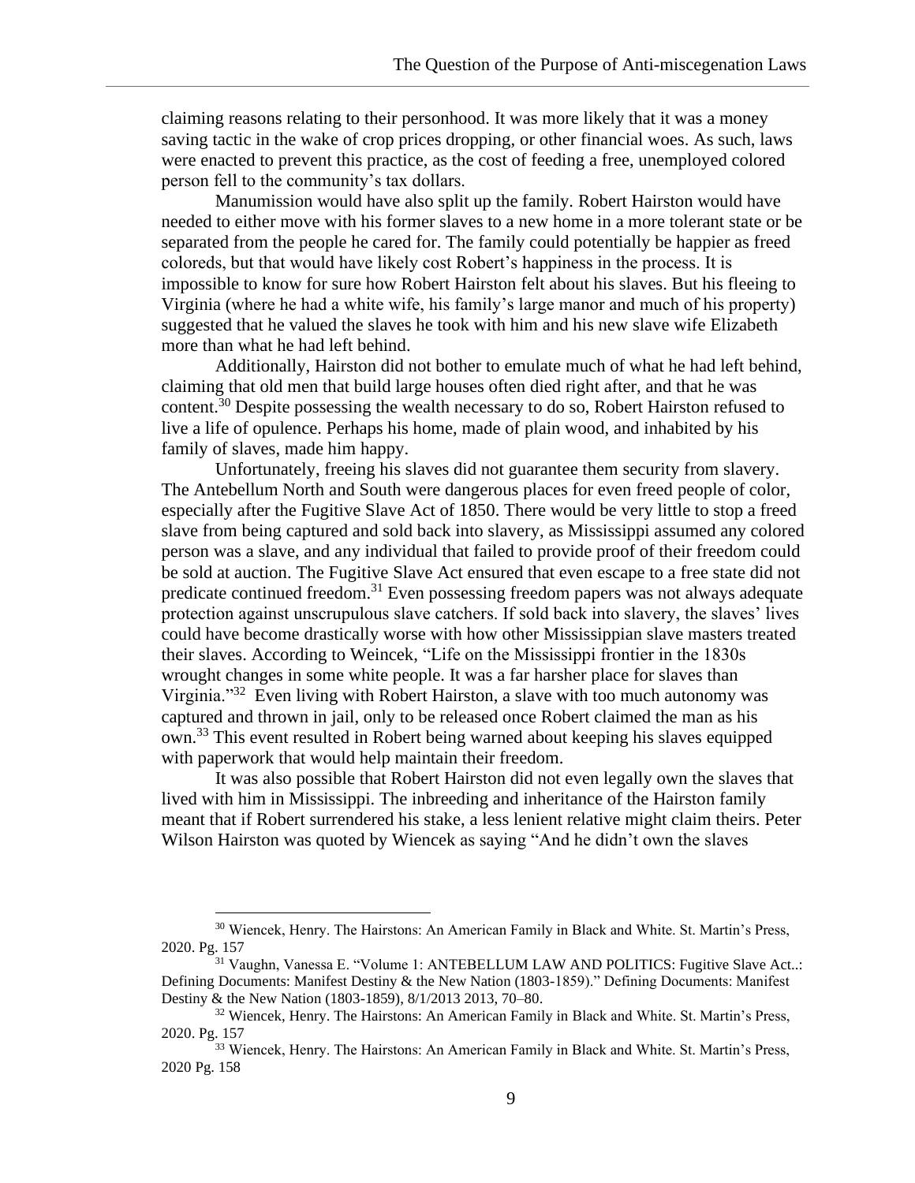claiming reasons relating to their personhood. It was more likely that it was a money saving tactic in the wake of crop prices dropping, or other financial woes. As such, laws were enacted to prevent this practice, as the cost of feeding a free, unemployed colored person fell to the community's tax dollars.

Manumission would have also split up the family. Robert Hairston would have needed to either move with his former slaves to a new home in a more tolerant state or be separated from the people he cared for. The family could potentially be happier as freed coloreds, but that would have likely cost Robert's happiness in the process. It is impossible to know for sure how Robert Hairston felt about his slaves. But his fleeing to Virginia (where he had a white wife, his family's large manor and much of his property) suggested that he valued the slaves he took with him and his new slave wife Elizabeth more than what he had left behind.

Additionally, Hairston did not bother to emulate much of what he had left behind, claiming that old men that build large houses often died right after, and that he was content.[30] Despite possessing the wealth necessary to do so, Robert Hairston refused to live a life of opulence. Perhaps his home, made of plain wood, and inhabited by his family of slaves, made him happy.

Unfortunately, freeing his slaves did not guarantee them security from slavery. The Antebellum North and South were dangerous places for even freed people of color, especially after the Fugitive Slave Act of 1850. There would be very little to stop a freed slave from being captured and sold back into slavery, as Mississippi assumed any colored person was a slave, and any individual that failed to provide proof of their freedom could be sold at auction. The Fugitive Slave Act ensured that even escape to a free state did not predicate continued freedom.[31] Even possessing freedom papers was not always adequate protection against unscrupulous slave catchers. If sold back into slavery, the slaves' lives could have become drastically worse with how other Mississippian slave masters treated their slaves. According to Weincek, "Life on the Mississippi frontier in the 1830s wrought changes in some white people. It was a far harsher place for slaves than Virginia."[32] Even living with Robert Hairston, a slave with too much autonomy was captured and thrown in jail, only to be released once Robert claimed the man as his own.[33] This event resulted in Robert being warned about keeping his slaves equipped with paperwork that would help maintain their freedom.

It was also possible that Robert Hairston did not even legally own the slaves that lived with him in Mississippi. The inbreeding and inheritance of the Hairston family meant that if Robert surrendered his stake, a less lenient relative might claim theirs. Peter Wilson Hairston was quoted by Wiencek as saying "And he didn't own the slaves

---

[30] Wiencek, Henry. The Hairstons: An American Family in Black and White. St. Martin's Press, 2020. Pg. 157

[31] Vaughn, Vanessa E. "Volume 1: ANTEBELLUM LAW AND POLITICS: Fugitive Slave Act..: Defining Documents: Manifest Destiny & the New Nation (1803-1859)." Defining Documents: Manifest Destiny & the New Nation (1803-1859), 8/1/2013 2013, 70–80.

[32] Wiencek, Henry. The Hairstons: An American Family in Black and White. St. Martin's Press, 2020. Pg. 157

[33] Wiencek, Henry. The Hairstons: An American Family in Black and White. St. Martin's Press, 2020 Pg. 158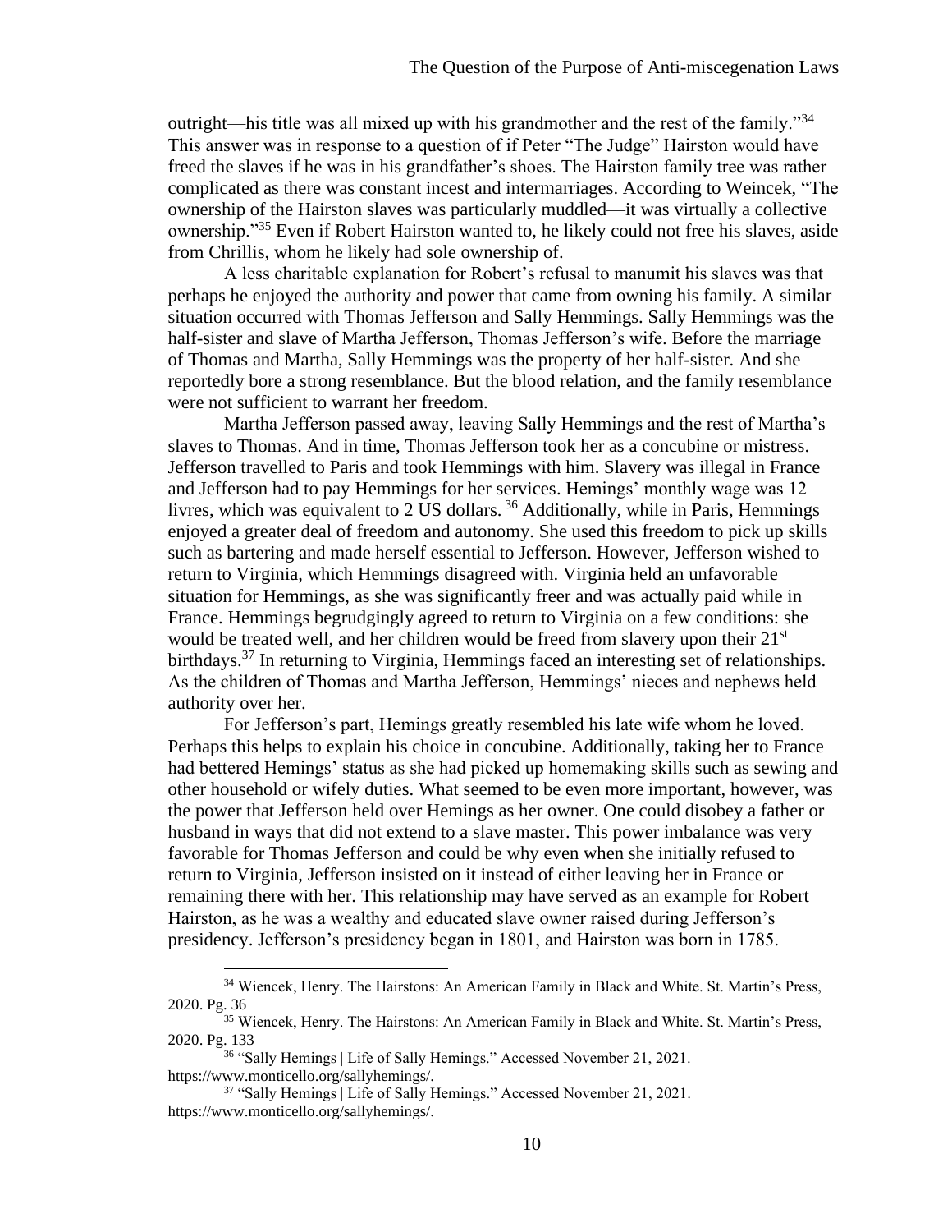outright—his title was all mixed up with his grandmother and the rest of the family."[34] This answer was in response to a question of if Peter "The Judge" Hairston would have freed the slaves if he was in his grandfather's shoes. The Hairston family tree was rather complicated as there was constant incest and intermarriages. According to Weincek, "The ownership of the Hairston slaves was particularly muddled—it was virtually a collective ownership."[35] Even if Robert Hairston wanted to, he likely could not free his slaves, aside from Chrillis, whom he likely had sole ownership of.

A less charitable explanation for Robert's refusal to manumit his slaves was that perhaps he enjoyed the authority and power that came from owning his family. A similar situation occurred with Thomas Jefferson and Sally Hemmings. Sally Hemmings was the half-sister and slave of Martha Jefferson, Thomas Jefferson's wife. Before the marriage of Thomas and Martha, Sally Hemmings was the property of her half-sister. And she reportedly bore a strong resemblance. But the blood relation, and the family resemblance were not sufficient to warrant her freedom.

Martha Jefferson passed away, leaving Sally Hemmings and the rest of Martha's slaves to Thomas. And in time, Thomas Jefferson took her as a concubine or mistress. Jefferson travelled to Paris and took Hemmings with him. Slavery was illegal in France and Jefferson had to pay Hemmings for her services. Hemings' monthly wage was 12 livres, which was equivalent to 2 US dollars.[36] Additionally, while in Paris, Hemmings enjoyed a greater deal of freedom and autonomy. She used this freedom to pick up skills such as bartering and made herself essential to Jefferson. However, Jefferson wished to return to Virginia, which Hemmings disagreed with. Virginia held an unfavorable situation for Hemmings, as she was significantly freer and was actually paid while in France. Hemmings begrudgingly agreed to return to Virginia on a few conditions: she would be treated well, and her children would be freed from slavery upon their 21st birthdays.[37] In returning to Virginia, Hemmings faced an interesting set of relationships. As the children of Thomas and Martha Jefferson, Hemmings' nieces and nephews held authority over her.

For Jefferson's part, Hemings greatly resembled his late wife whom he loved. Perhaps this helps to explain his choice in concubine. Additionally, taking her to France had bettered Hemings' status as she had picked up homemaking skills such as sewing and other household or wifely duties. What seemed to be even more important, however, was the power that Jefferson held over Hemings as her owner. One could disobey a father or husband in ways that did not extend to a slave master. This power imbalance was very favorable for Thomas Jefferson and could be why even when she initially refused to return to Virginia, Jefferson insisted on it instead of either leaving her in France or remaining there with her. This relationship may have served as an example for Robert Hairston, as he was a wealthy and educated slave owner raised during Jefferson's presidency. Jefferson's presidency began in 1801, and Hairston was born in 1785.

---

[34] Wiencek, Henry. The Hairstons: An American Family in Black and White. St. Martin's Press, 2020. Pg. 36

[35] Wiencek, Henry. The Hairstons: An American Family in Black and White. St. Martin's Press, 2020. Pg. 133

[36] "Sally Hemings | Life of Sally Hemings." Accessed November 21, 2021. https://www.monticello.org/sallyhemings/.

[37] "Sally Hemings | Life of Sally Hemings." Accessed November 21, 2021. https://www.monticello.org/sallyhemings/.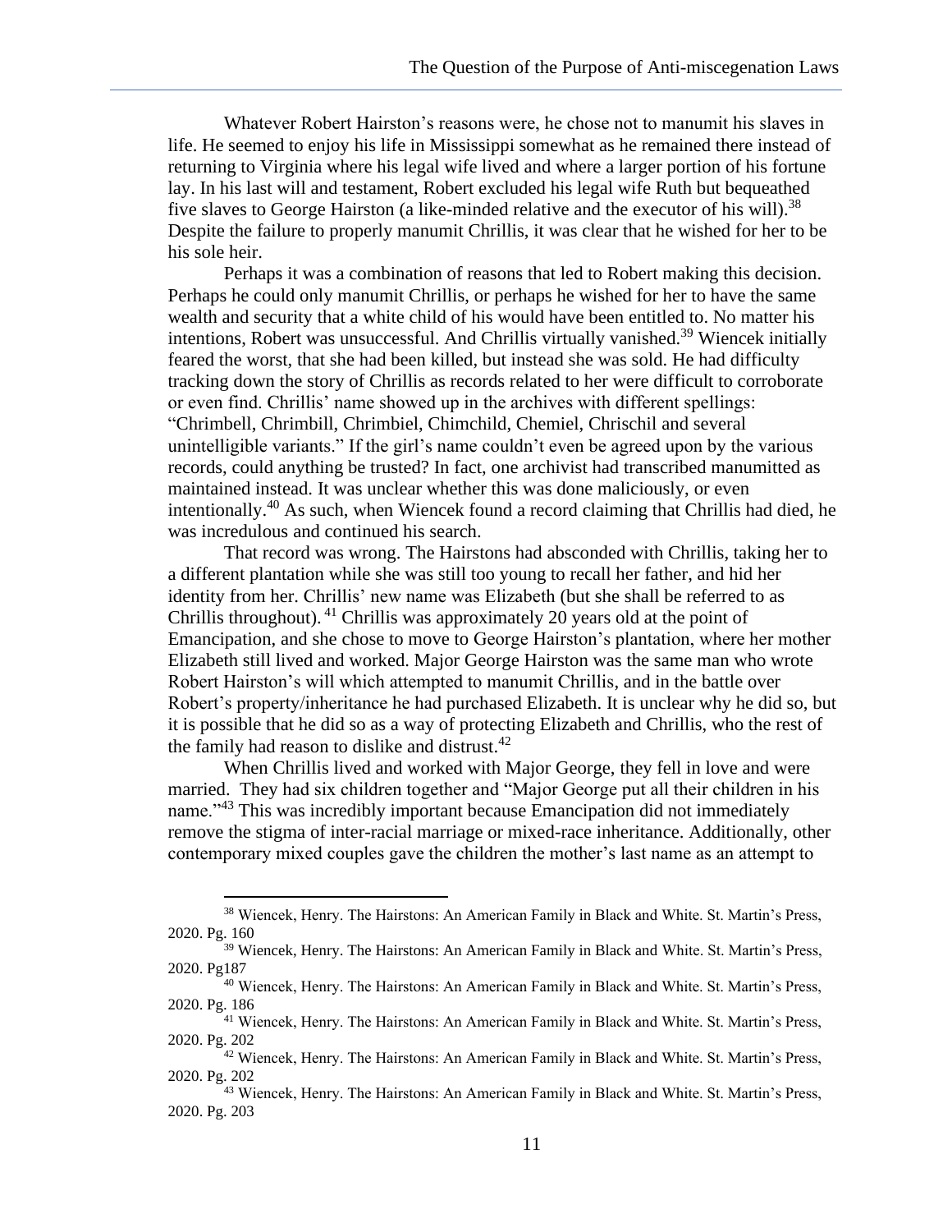Whatever Robert Hairston's reasons were, he chose not to manumit his slaves in life. He seemed to enjoy his life in Mississippi somewhat as he remained there instead of returning to Virginia where his legal wife lived and where a larger portion of his fortune lay. In his last will and testament, Robert excluded his legal wife Ruth but bequeathed five slaves to George Hairston (a like-minded relative and the executor of his will).[38] Despite the failure to properly manumit Chrillis, it was clear that he wished for her to be his sole heir.

Perhaps it was a combination of reasons that led to Robert making this decision. Perhaps he could only manumit Chrillis, or perhaps he wished for her to have the same wealth and security that a white child of his would have been entitled to. No matter his intentions, Robert was unsuccessful. And Chrillis virtually vanished.[39] Wiencek initially feared the worst, that she had been killed, but instead she was sold. He had difficulty tracking down the story of Chrillis as records related to her were difficult to corroborate or even find. Chrillis' name showed up in the archives with different spellings: "Chrimbell, Chrimbill, Chrimbiel, Chimchild, Chemiel, Chrischil and several unintelligible variants." If the girl's name couldn't even be agreed upon by the various records, could anything be trusted? In fact, one archivist had transcribed manumitted as maintained instead. It was unclear whether this was done maliciously, or even intentionally.[40] As such, when Wiencek found a record claiming that Chrillis had died, he was incredulous and continued his search.

That record was wrong. The Hairstons had absconded with Chrillis, taking her to a different plantation while she was still too young to recall her father, and hid her identity from her. Chrillis' new name was Elizabeth (but she shall be referred to as Chrillis throughout).[41] Chrillis was approximately 20 years old at the point of Emancipation, and she chose to move to George Hairston's plantation, where her mother Elizabeth still lived and worked. Major George Hairston was the same man who wrote Robert Hairston's will which attempted to manumit Chrillis, and in the battle over Robert's property/inheritance he had purchased Elizabeth. It is unclear why he did so, but it is possible that he did so as a way of protecting Elizabeth and Chrillis, who the rest of the family had reason to dislike and distrust.[42]

When Chrillis lived and worked with Major George, they fell in love and were married. They had six children together and "Major George put all their children in his name."[43] This was incredibly important because Emancipation did not immediately remove the stigma of inter-racial marriage or mixed-race inheritance. Additionally, other contemporary mixed couples gave the children the mother's last name as an attempt to

---

[38] Wiencek, Henry. The Hairstons: An American Family in Black and White. St. Martin's Press, 2020. Pg. 160

[39] Wiencek, Henry. The Hairstons: An American Family in Black and White. St. Martin's Press, 2020. Pg187

[40] Wiencek, Henry. The Hairstons: An American Family in Black and White. St. Martin's Press, 2020. Pg. 186

[41] Wiencek, Henry. The Hairstons: An American Family in Black and White. St. Martin's Press, 2020. Pg. 202

[42] Wiencek, Henry. The Hairstons: An American Family in Black and White. St. Martin's Press, 2020. Pg. 202

[43] Wiencek, Henry. The Hairstons: An American Family in Black and White. St. Martin's Press, 2020. Pg. 203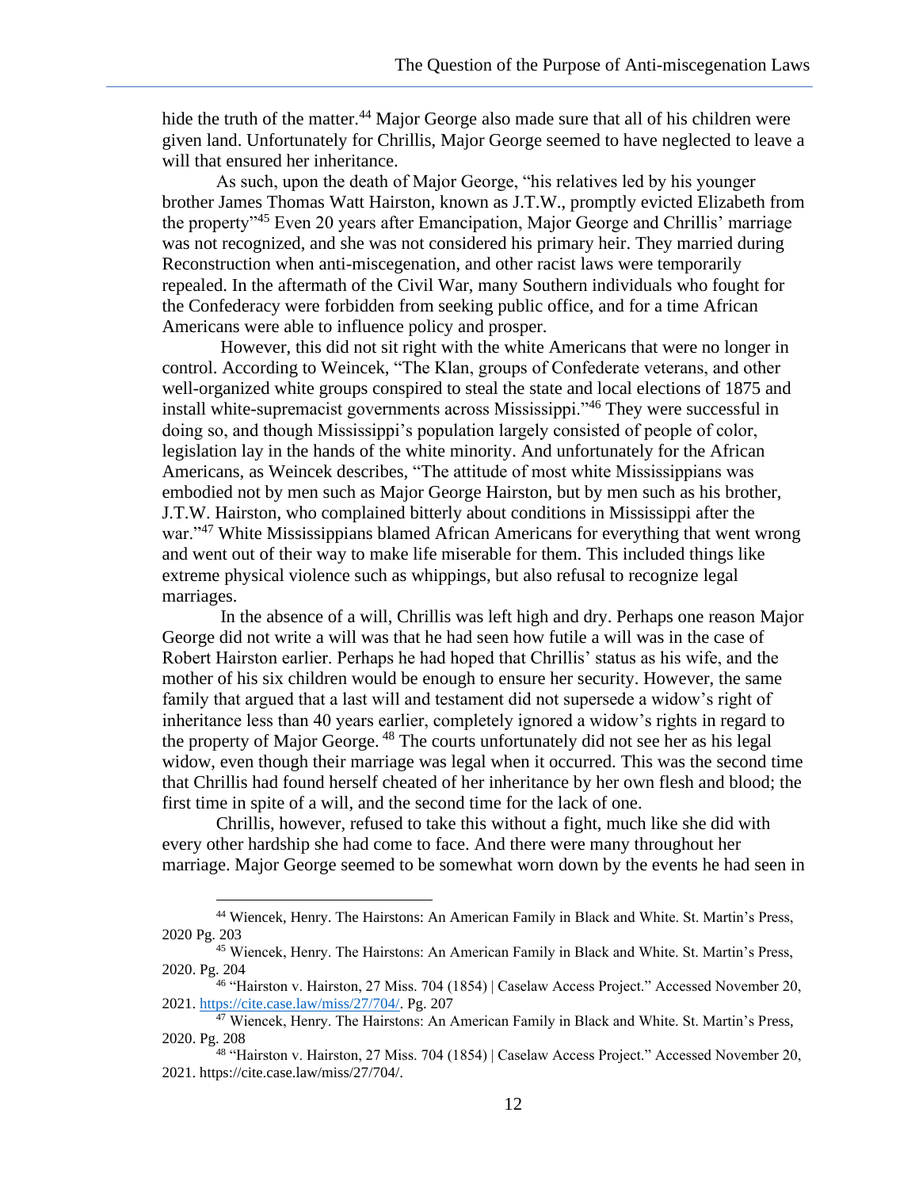hide the truth of the matter.[44] Major George also made sure that all of his children were given land. Unfortunately for Chrillis, Major George seemed to have neglected to leave a will that ensured her inheritance.

As such, upon the death of Major George, "his relatives led by his younger brother James Thomas Watt Hairston, known as J.T.W., promptly evicted Elizabeth from the property"[45] Even 20 years after Emancipation, Major George and Chrillis' marriage was not recognized, and she was not considered his primary heir. They married during Reconstruction when anti-miscegenation, and other racist laws were temporarily repealed. In the aftermath of the Civil War, many Southern individuals who fought for the Confederacy were forbidden from seeking public office, and for a time African Americans were able to influence policy and prosper.

However, this did not sit right with the white Americans that were no longer in control. According to Weincek, "The Klan, groups of Confederate veterans, and other well-organized white groups conspired to steal the state and local elections of 1875 and install white-supremacist governments across Mississippi."[46] They were successful in doing so, and though Mississippi's population largely consisted of people of color, legislation lay in the hands of the white minority. And unfortunately for the African Americans, as Weincek describes, "The attitude of most white Mississippians was embodied not by men such as Major George Hairston, but by men such as his brother, J.T.W. Hairston, who complained bitterly about conditions in Mississippi after the war."[47] White Mississippians blamed African Americans for everything that went wrong and went out of their way to make life miserable for them. This included things like extreme physical violence such as whippings, but also refusal to recognize legal marriages.

In the absence of a will, Chrillis was left high and dry. Perhaps one reason Major George did not write a will was that he had seen how futile a will was in the case of Robert Hairston earlier. Perhaps he had hoped that Chrillis' status as his wife, and the mother of his six children would be enough to ensure her security. However, the same family that argued that a last will and testament did not supersede a widow's right of inheritance less than 40 years earlier, completely ignored a widow's rights in regard to the property of Major George. [48] The courts unfortunately did not see her as his legal widow, even though their marriage was legal when it occurred. This was the second time that Chrillis had found herself cheated of her inheritance by her own flesh and blood; the first time in spite of a will, and the second time for the lack of one.

Chrillis, however, refused to take this without a fight, much like she did with every other hardship she had come to face. And there were many throughout her marriage. Major George seemed to be somewhat worn down by the events he had seen in

---

[44] Wiencek, Henry. The Hairstons: An American Family in Black and White. St. Martin's Press, 2020 Pg. 203

[45] Wiencek, Henry. The Hairstons: An American Family in Black and White. St. Martin's Press, 2020. Pg. 204

[46] "Hairston v. Hairston, 27 Miss. 704 (1854) | Caselaw Access Project." Accessed November 20, 2021. https://cite.case.law/miss/27/704/. Pg. 207

[47] Wiencek, Henry. The Hairstons: An American Family in Black and White. St. Martin's Press, 2020. Pg. 208

[48] "Hairston v. Hairston, 27 Miss. 704 (1854) | Caselaw Access Project." Accessed November 20, 2021. https://cite.case.law/miss/27/704/.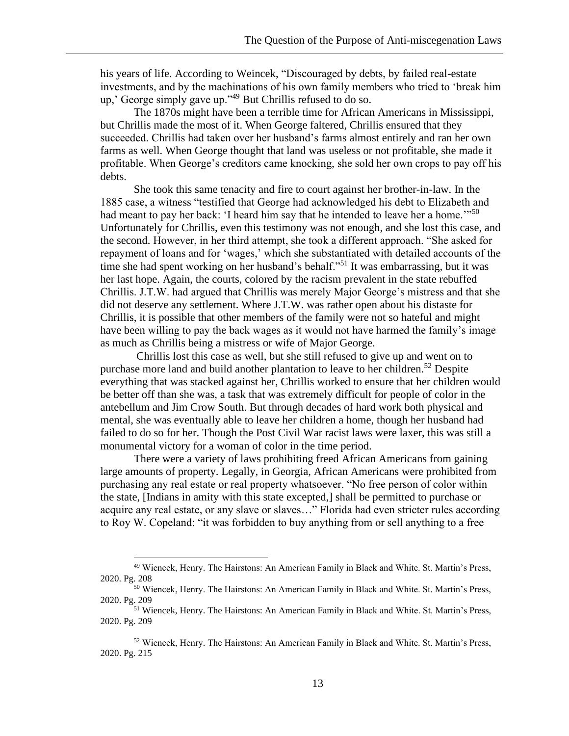his years of life. According to Weincek, "Discouraged by debts, by failed real-estate investments, and by the machinations of his own family members who tried to 'break him up,' George simply gave up."[49] But Chrillis refused to do so.

The 1870s might have been a terrible time for African Americans in Mississippi, but Chrillis made the most of it. When George faltered, Chrillis ensured that they succeeded. Chrillis had taken over her husband's farms almost entirely and ran her own farms as well. When George thought that land was useless or not profitable, she made it profitable. When George's creditors came knocking, she sold her own crops to pay off his debts.

She took this same tenacity and fire to court against her brother-in-law. In the 1885 case, a witness "testified that George had acknowledged his debt to Elizabeth and had meant to pay her back: 'I heard him say that he intended to leave her a home.'"[50] Unfortunately for Chrillis, even this testimony was not enough, and she lost this case, and the second. However, in her third attempt, she took a different approach. "She asked for repayment of loans and for 'wages,' which she substantiated with detailed accounts of the time she had spent working on her husband's behalf."[51] It was embarrassing, but it was her last hope. Again, the courts, colored by the racism prevalent in the state rebuffed Chrillis. J.T.W. had argued that Chrillis was merely Major George's mistress and that she did not deserve any settlement. Where J.T.W. was rather open about his distaste for Chrillis, it is possible that other members of the family were not so hateful and might have been willing to pay the back wages as it would not have harmed the family's image as much as Chrillis being a mistress or wife of Major George.

Chrillis lost this case as well, but she still refused to give up and went on to purchase more land and build another plantation to leave to her children.[52] Despite everything that was stacked against her, Chrillis worked to ensure that her children would be better off than she was, a task that was extremely difficult for people of color in the antebellum and Jim Crow South. But through decades of hard work both physical and mental, she was eventually able to leave her children a home, though her husband had failed to do so for her. Though the Post Civil War racist laws were laxer, this was still a monumental victory for a woman of color in the time period.

There were a variety of laws prohibiting freed African Americans from gaining large amounts of property. Legally, in Georgia, African Americans were prohibited from purchasing any real estate or real property whatsoever. "No free person of color within the state, [Indians in amity with this state excepted,] shall be permitted to purchase or acquire any real estate, or any slave or slaves…" Florida had even stricter rules according to Roy W. Copeland: "it was forbidden to buy anything from or sell anything to a free

---

[49] Wiencek, Henry. The Hairstons: An American Family in Black and White. St. Martin's Press, 2020. Pg. 208

[50] Wiencek, Henry. The Hairstons: An American Family in Black and White. St. Martin's Press, 2020. Pg. 209

[51] Wiencek, Henry. The Hairstons: An American Family in Black and White. St. Martin's Press, 2020. Pg. 209

[52] Wiencek, Henry. The Hairstons: An American Family in Black and White. St. Martin's Press, 2020. Pg. 215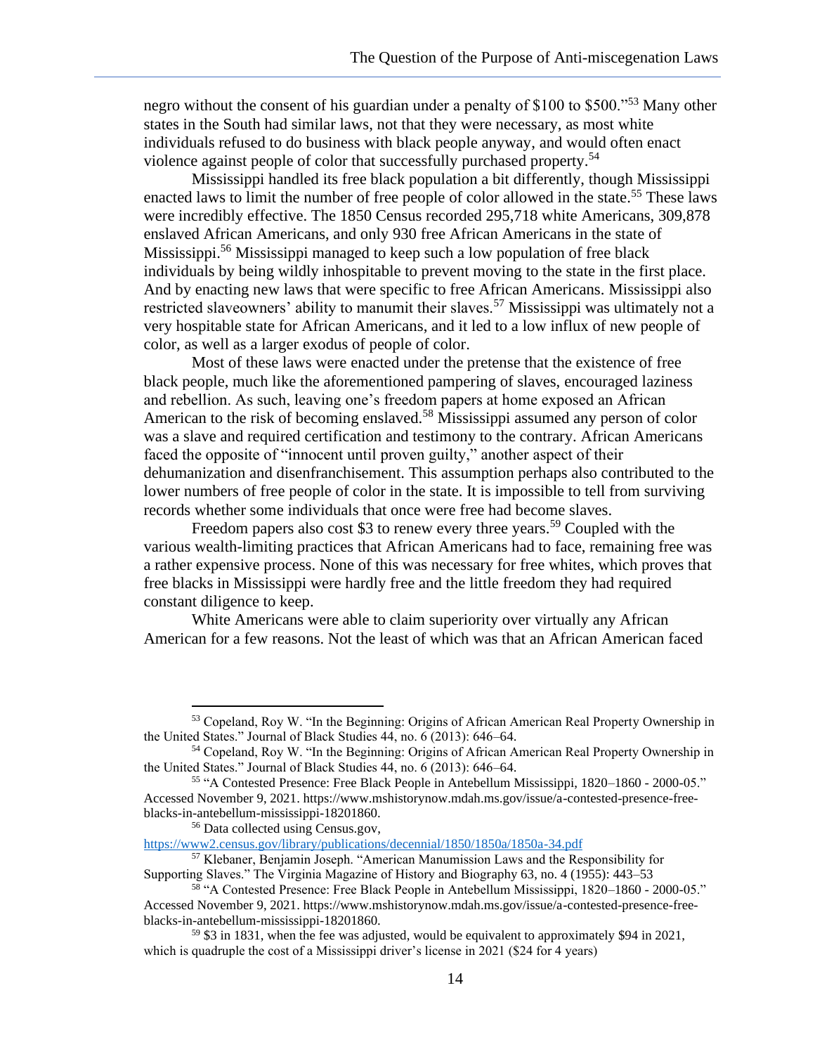negro without the consent of his guardian under a penalty of $100 to $500."[53] Many other states in the South had similar laws, not that they were necessary, as most white individuals refused to do business with black people anyway, and would often enact violence against people of color that successfully purchased property.[54]

Mississippi handled its free black population a bit differently, though Mississippi enacted laws to limit the number of free people of color allowed in the state.[55] These laws were incredibly effective. The 1850 Census recorded 295,718 white Americans, 309,878 enslaved African Americans, and only 930 free African Americans in the state of Mississippi.[56] Mississippi managed to keep such a low population of free black individuals by being wildly inhospitable to prevent moving to the state in the first place. And by enacting new laws that were specific to free African Americans. Mississippi also restricted slaveowners' ability to manumit their slaves.[57] Mississippi was ultimately not a very hospitable state for African Americans, and it led to a low influx of new people of color, as well as a larger exodus of people of color.

Most of these laws were enacted under the pretense that the existence of free black people, much like the aforementioned pampering of slaves, encouraged laziness and rebellion. As such, leaving one's freedom papers at home exposed an African American to the risk of becoming enslaved.[58] Mississippi assumed any person of color was a slave and required certification and testimony to the contrary. African Americans faced the opposite of "innocent until proven guilty," another aspect of their dehumanization and disenfranchisement. This assumption perhaps also contributed to the lower numbers of free people of color in the state. It is impossible to tell from surviving records whether some individuals that once were free had become slaves.

Freedom papers also cost $3 to renew every three years.[59] Coupled with the various wealth-limiting practices that African Americans had to face, remaining free was a rather expensive process. None of this was necessary for free whites, which proves that free blacks in Mississippi were hardly free and the little freedom they had required constant diligence to keep.

White Americans were able to claim superiority over virtually any African American for a few reasons. Not the least of which was that an African American faced

---

[53] Copeland, Roy W. "In the Beginning: Origins of African American Real Property Ownership in the United States." Journal of Black Studies 44, no. 6 (2013): 646–64.

[54] Copeland, Roy W. "In the Beginning: Origins of African American Real Property Ownership in the United States." Journal of Black Studies 44, no. 6 (2013): 646–64.

[55] "A Contested Presence: Free Black People in Antebellum Mississippi, 1820–1860 - 2000-05." Accessed November 9, 2021. https://www.mshistorynow.mdah.ms.gov/issue/a-contested-presence-free-blacks-in-antebellum-mississippi-18201860.

[56] Data collected using Census.gov, https://www2.census.gov/library/publications/decennial/1850/1850a/1850a-34.pdf

[57] Klebaner, Benjamin Joseph. "American Manumission Laws and the Responsibility for Supporting Slaves." The Virginia Magazine of History and Biography 63, no. 4 (1955): 443–53

[58] "A Contested Presence: Free Black People in Antebellum Mississippi, 1820–1860 - 2000-05." Accessed November 9, 2021. https://www.mshistorynow.mdah.ms.gov/issue/a-contested-presence-free-blacks-in-antebellum-mississippi-18201860.

[59] $3 in 1831, when the fee was adjusted, would be equivalent to approximately $94 in 2021, which is quadruple the cost of a Mississippi driver's license in 2021 ($24 for 4 years)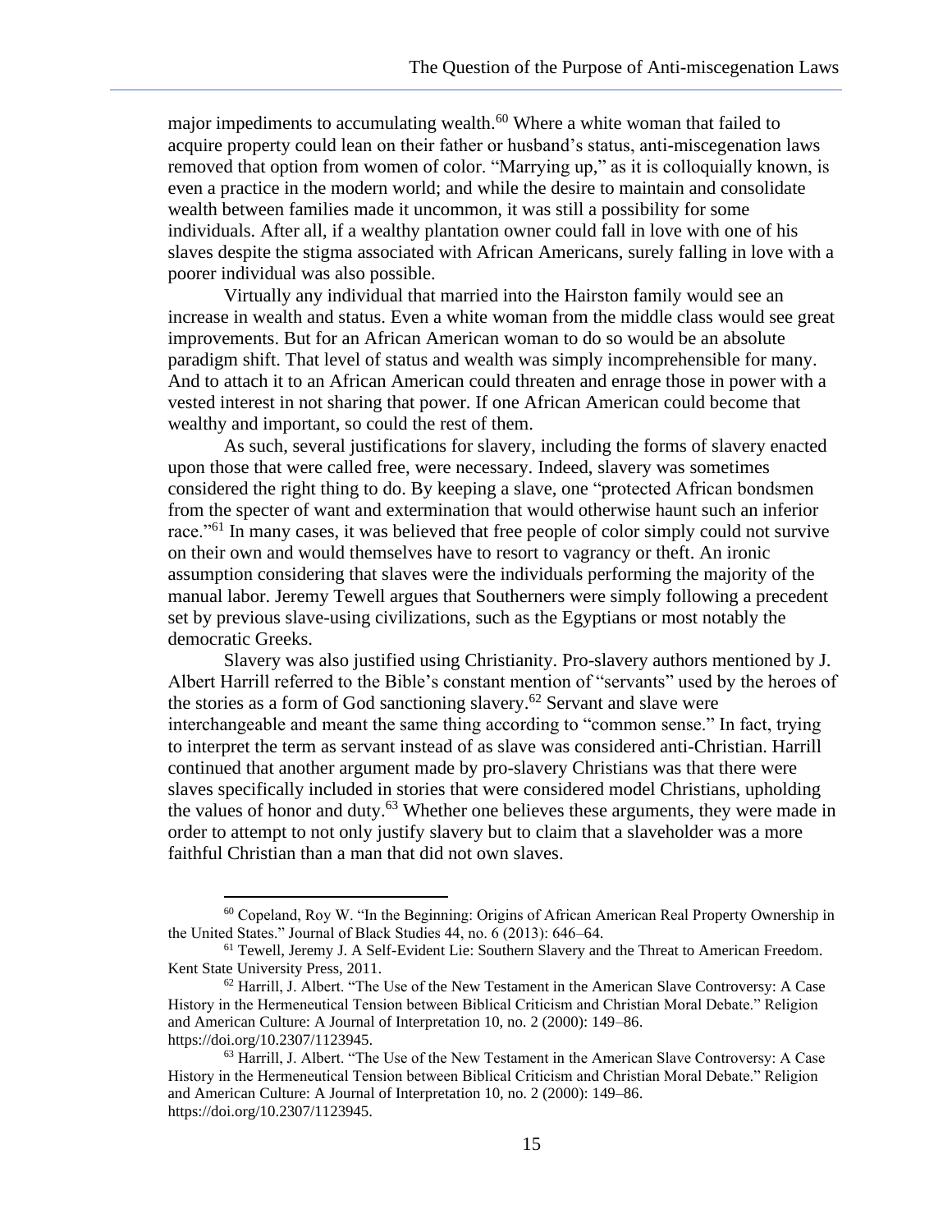major impediments to accumulating wealth.[60] Where a white woman that failed to acquire property could lean on their father or husband's status, anti-miscegenation laws removed that option from women of color. "Marrying up," as it is colloquially known, is even a practice in the modern world; and while the desire to maintain and consolidate wealth between families made it uncommon, it was still a possibility for some individuals. After all, if a wealthy plantation owner could fall in love with one of his slaves despite the stigma associated with African Americans, surely falling in love with a poorer individual was also possible.

Virtually any individual that married into the Hairston family would see an increase in wealth and status. Even a white woman from the middle class would see great improvements. But for an African American woman to do so would be an absolute paradigm shift. That level of status and wealth was simply incomprehensible for many. And to attach it to an African American could threaten and enrage those in power with a vested interest in not sharing that power. If one African American could become that wealthy and important, so could the rest of them.

As such, several justifications for slavery, including the forms of slavery enacted upon those that were called free, were necessary. Indeed, slavery was sometimes considered the right thing to do. By keeping a slave, one "protected African bondsmen from the specter of want and extermination that would otherwise haunt such an inferior race."[61] In many cases, it was believed that free people of color simply could not survive on their own and would themselves have to resort to vagrancy or theft. An ironic assumption considering that slaves were the individuals performing the majority of the manual labor. Jeremy Tewell argues that Southerners were simply following a precedent set by previous slave-using civilizations, such as the Egyptians or most notably the democratic Greeks.

Slavery was also justified using Christianity. Pro-slavery authors mentioned by J. Albert Harrill referred to the Bible's constant mention of "servants" used by the heroes of the stories as a form of God sanctioning slavery.[62] Servant and slave were interchangeable and meant the same thing according to "common sense." In fact, trying to interpret the term as servant instead of as slave was considered anti-Christian. Harrill continued that another argument made by pro-slavery Christians was that there were slaves specifically included in stories that were considered model Christians, upholding the values of honor and duty.[63] Whether one believes these arguments, they were made in order to attempt to not only justify slavery but to claim that a slaveholder was a more faithful Christian than a man that did not own slaves.

---

[60] Copeland, Roy W. "In the Beginning: Origins of African American Real Property Ownership in the United States." Journal of Black Studies 44, no. 6 (2013): 646–64.

[61] Tewell, Jeremy J. A Self-Evident Lie: Southern Slavery and the Threat to American Freedom. Kent State University Press, 2011.

[62] Harrill, J. Albert. "The Use of the New Testament in the American Slave Controversy: A Case History in the Hermeneutical Tension between Biblical Criticism and Christian Moral Debate." Religion and American Culture: A Journal of Interpretation 10, no. 2 (2000): 149–86. https://doi.org/10.2307/1123945.

[63] Harrill, J. Albert. "The Use of the New Testament in the American Slave Controversy: A Case History in the Hermeneutical Tension between Biblical Criticism and Christian Moral Debate." Religion and American Culture: A Journal of Interpretation 10, no. 2 (2000): 149–86. https://doi.org/10.2307/1123945.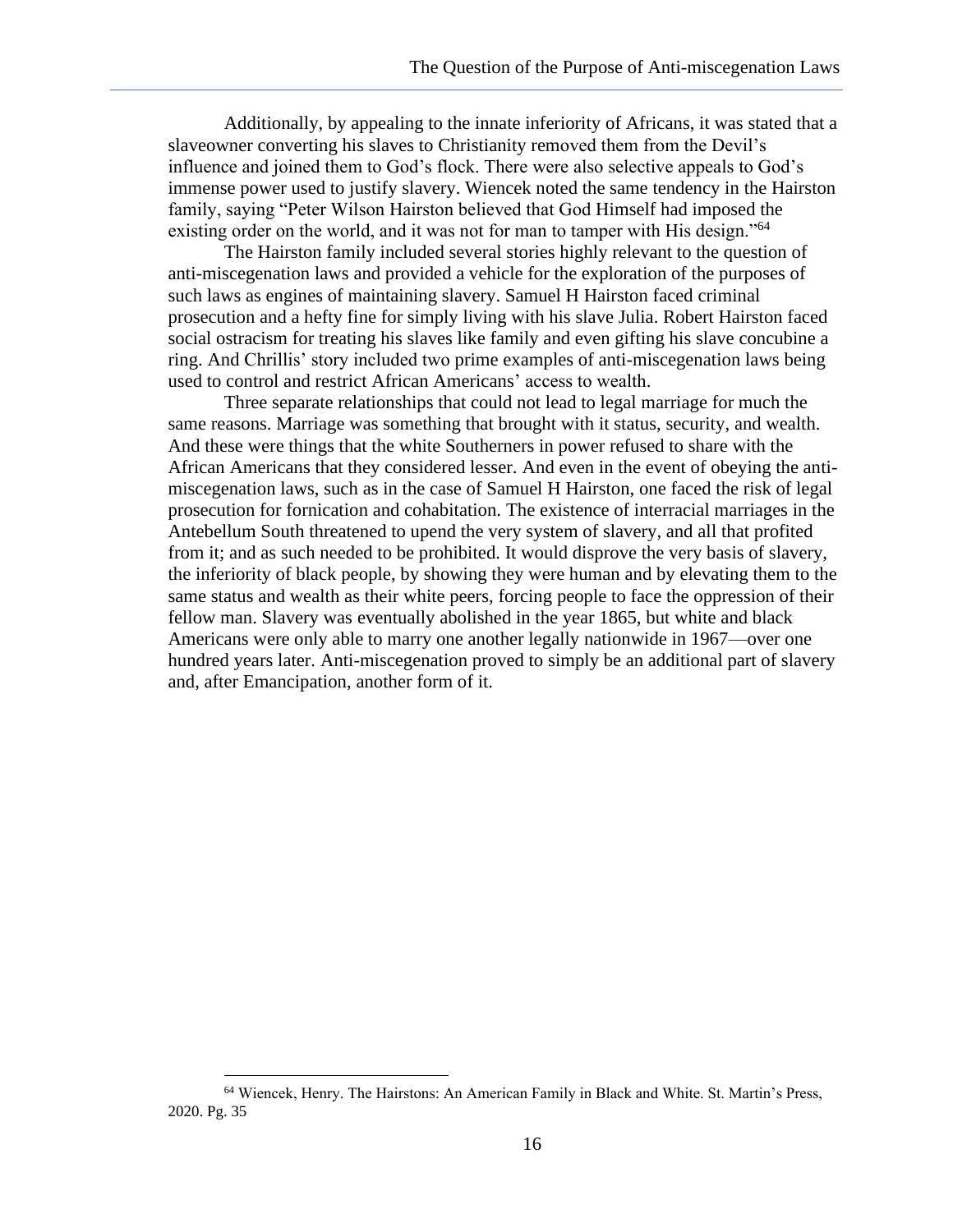Additionally, by appealing to the innate inferiority of Africans, it was stated that a slaveowner converting his slaves to Christianity removed them from the Devil's influence and joined them to God's flock. There were also selective appeals to God's immense power used to justify slavery. Wiencek noted the same tendency in the Hairston family, saying "Peter Wilson Hairston believed that God Himself had imposed the existing order on the world, and it was not for man to tamper with His design."[64]

The Hairston family included several stories highly relevant to the question of anti-miscegenation laws and provided a vehicle for the exploration of the purposes of such laws as engines of maintaining slavery. Samuel H Hairston faced criminal prosecution and a hefty fine for simply living with his slave Julia. Robert Hairston faced social ostracism for treating his slaves like family and even gifting his slave concubine a ring. And Chrillis' story included two prime examples of anti-miscegenation laws being used to control and restrict African Americans' access to wealth.

Three separate relationships that could not lead to legal marriage for much the same reasons. Marriage was something that brought with it status, security, and wealth. And these were things that the white Southerners in power refused to share with the African Americans that they considered lesser. And even in the event of obeying the anti-miscegenation laws, such as in the case of Samuel H Hairston, one faced the risk of legal prosecution for fornication and cohabitation. The existence of interracial marriages in the Antebellum South threatened to upend the very system of slavery, and all that profited from it; and as such needed to be prohibited. It would disprove the very basis of slavery, the inferiority of black people, by showing they were human and by elevating them to the same status and wealth as their white peers, forcing people to face the oppression of their fellow man. Slavery was eventually abolished in the year 1865, but white and black Americans were only able to marry one another legally nationwide in 1967—over one hundred years later. Anti-miscegenation proved to simply be an additional part of slavery and, after Emancipation, another form of it.

---

[64] Wiencek, Henry. The Hairstons: An American Family in Black and White. St. Martin's Press, 2020. Pg. 35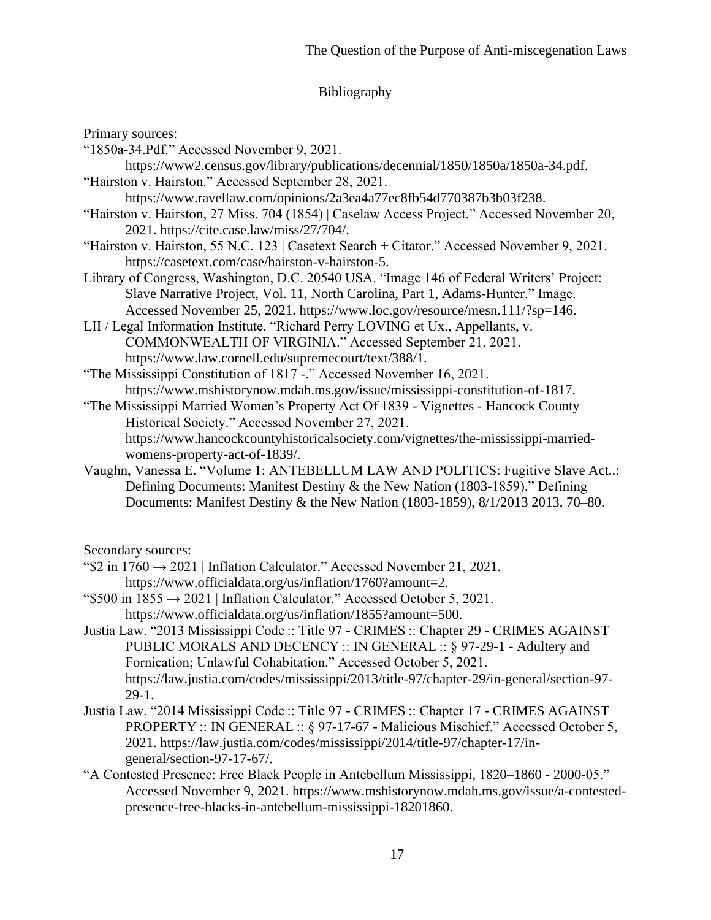## Bibliography

Primary sources:

"1850a-34.Pdf." Accessed November 9, 2021. https://www2.census.gov/library/publications/decennial/1850/1850a/1850a-34.pdf.

"Hairston v. Hairston." Accessed September 28, 2021. https://www.ravellaw.com/opinions/2a3ea4a77ec8fb54d770387b3b03f238.

"Hairston v. Hairston, 27 Miss. 704 (1854) | Caselaw Access Project." Accessed November 20, 2021. https://cite.case.law/miss/27/704/.

"Hairston v. Hairston, 55 N.C. 123 | Casetext Search + Citator." Accessed November 9, 2021. https://casetext.com/case/hairston-v-hairston-5.

Library of Congress, Washington, D.C. 20540 USA. "Image 146 of Federal Writers' Project: Slave Narrative Project, Vol. 11, North Carolina, Part 1, Adams-Hunter." Image. Accessed November 25, 2021. https://www.loc.gov/resource/mesn.111/?sp=146.

LII / Legal Information Institute. "Richard Perry LOVING et Ux., Appellants, v. COMMONWEALTH OF VIRGINIA." Accessed September 21, 2021. https://www.law.cornell.edu/supremecourt/text/388/1.

"The Mississippi Constitution of 1817 -." Accessed November 16, 2021. https://www.mshistorynow.mdah.ms.gov/issue/mississippi-constitution-of-1817.

"The Mississippi Married Women's Property Act Of 1839 - Vignettes - Hancock County Historical Society." Accessed November 27, 2021. https://www.hancockcountyhistoricalsociety.com/vignettes/the-mississippi-married-womens-property-act-of-1839/.

Vaughn, Vanessa E. "Volume 1: ANTEBELLUM LAW AND POLITICS: Fugitive Slave Act..: Defining Documents: Manifest Destiny & the New Nation (1803-1859)." Defining Documents: Manifest Destiny & the New Nation (1803-1859), 8/1/2013 2013, 70–80.

Secondary sources:

"$2 in 1760 → 2021 | Inflation Calculator." Accessed November 21, 2021. https://www.officialdata.org/us/inflation/1760?amount=2.

"$500 in 1855 → 2021 | Inflation Calculator." Accessed October 5, 2021. https://www.officialdata.org/us/inflation/1855?amount=500.

Justia Law. "2013 Mississippi Code :: Title 97 - CRIMES :: Chapter 29 - CRIMES AGAINST PUBLIC MORALS AND DECENCY :: IN GENERAL :: § 97-29-1 - Adultery and Fornication; Unlawful Cohabitation." Accessed October 5, 2021. https://law.justia.com/codes/mississippi/2013/title-97/chapter-29/in-general/section-97-29-1.

Justia Law. "2014 Mississippi Code :: Title 97 - CRIMES :: Chapter 17 - CRIMES AGAINST PROPERTY :: IN GENERAL :: § 97-17-67 - Malicious Mischief." Accessed October 5, 2021. https://law.justia.com/codes/mississippi/2014/title-97/chapter-17/in-general/section-97-17-67/.

"A Contested Presence: Free Black People in Antebellum Mississippi, 1820–1860 - 2000-05." Accessed November 9, 2021. https://www.mshistorynow.mdah.ms.gov/issue/a-contested-presence-free-blacks-in-antebellum-mississippi-18201860.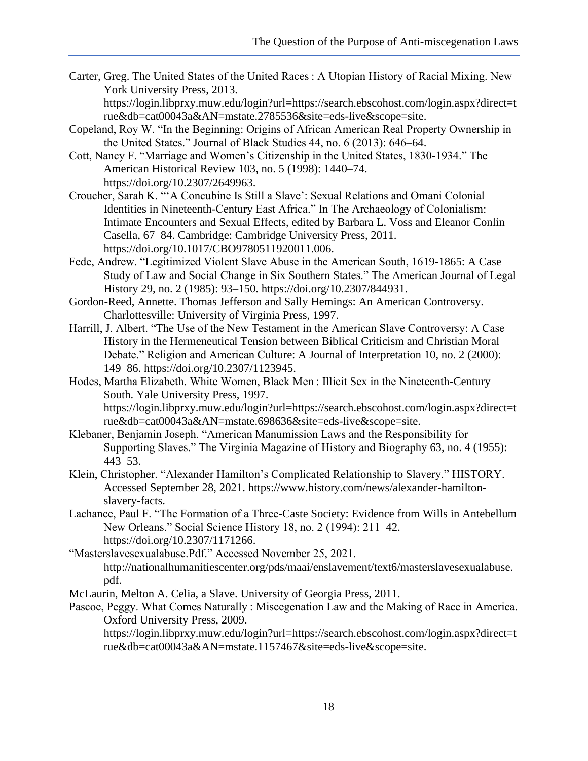Carter, Greg. The United States of the United Races : A Utopian History of Racial Mixing. New York University Press, 2013. https://login.libprxy.muw.edu/login?url=https://search.ebscohost.com/login.aspx?direct=true&db=cat00043a&AN=mstate.2785536&site=eds-live&scope=site.

Copeland, Roy W. "In the Beginning: Origins of African American Real Property Ownership in the United States." Journal of Black Studies 44, no. 6 (2013): 646–64.

Cott, Nancy F. "Marriage and Women's Citizenship in the United States, 1830-1934." The American Historical Review 103, no. 5 (1998): 1440–74. https://doi.org/10.2307/2649963.

Croucher, Sarah K. "'A Concubine Is Still a Slave': Sexual Relations and Omani Colonial Identities in Nineteenth-Century East Africa." In The Archaeology of Colonialism: Intimate Encounters and Sexual Effects, edited by Barbara L. Voss and Eleanor Conlin Casella, 67–84. Cambridge: Cambridge University Press, 2011. https://doi.org/10.1017/CBO9780511920011.006.

Fede, Andrew. "Legitimized Violent Slave Abuse in the American South, 1619-1865: A Case Study of Law and Social Change in Six Southern States." The American Journal of Legal History 29, no. 2 (1985): 93–150. https://doi.org/10.2307/844931.

Gordon-Reed, Annette. Thomas Jefferson and Sally Hemings: An American Controversy. Charlottesville: University of Virginia Press, 1997.

Harrill, J. Albert. "The Use of the New Testament in the American Slave Controversy: A Case History in the Hermeneutical Tension between Biblical Criticism and Christian Moral Debate." Religion and American Culture: A Journal of Interpretation 10, no. 2 (2000): 149–86. https://doi.org/10.2307/1123945.

Hodes, Martha Elizabeth. White Women, Black Men : Illicit Sex in the Nineteenth-Century South. Yale University Press, 1997. https://login.libprxy.muw.edu/login?url=https://search.ebscohost.com/login.aspx?direct=true&db=cat00043a&AN=mstate.698636&site=eds-live&scope=site.

Klebaner, Benjamin Joseph. "American Manumission Laws and the Responsibility for Supporting Slaves." The Virginia Magazine of History and Biography 63, no. 4 (1955): 443–53.

Klein, Christopher. "Alexander Hamilton's Complicated Relationship to Slavery." HISTORY. Accessed September 28, 2021. https://www.history.com/news/alexander-hamilton-slavery-facts.

Lachance, Paul F. "The Formation of a Three-Caste Society: Evidence from Wills in Antebellum New Orleans." Social Science History 18, no. 2 (1994): 211–42. https://doi.org/10.2307/1171266.

"Masterslavesexualabuse.Pdf." Accessed November 25, 2021. http://nationalhumanitiescenter.org/pds/maai/enslavement/text6/masterslavesexualabuse.pdf.

McLaurin, Melton A. Celia, a Slave. University of Georgia Press, 2011.

Pascoe, Peggy. What Comes Naturally : Miscegenation Law and the Making of Race in America. Oxford University Press, 2009. https://login.libprxy.muw.edu/login?url=https://search.ebscohost.com/login.aspx?direct=true&db=cat00043a&AN=mstate.1157467&site=eds-live&scope=site.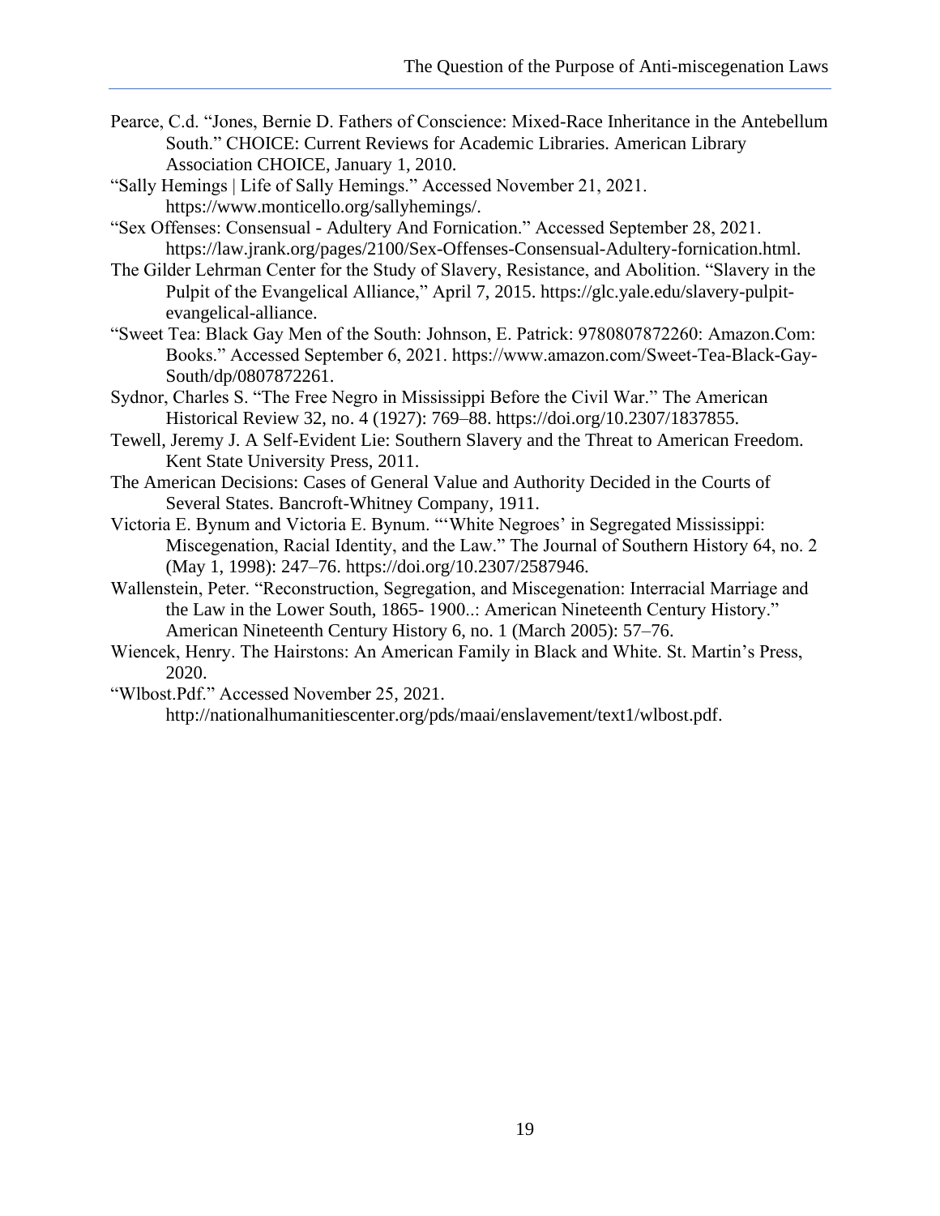Pearce, C.d. "Jones, Bernie D. Fathers of Conscience: Mixed-Race Inheritance in the Antebellum South." CHOICE: Current Reviews for Academic Libraries. American Library Association CHOICE, January 1, 2010.

"Sally Hemings | Life of Sally Hemings." Accessed November 21, 2021. https://www.monticello.org/sallyhemings/.

"Sex Offenses: Consensual - Adultery And Fornication." Accessed September 28, 2021. https://law.jrank.org/pages/2100/Sex-Offenses-Consensual-Adultery-fornication.html.

The Gilder Lehrman Center for the Study of Slavery, Resistance, and Abolition. "Slavery in the Pulpit of the Evangelical Alliance," April 7, 2015. https://glc.yale.edu/slavery-pulpit-evangelical-alliance.

"Sweet Tea: Black Gay Men of the South: Johnson, E. Patrick: 9780807872260: Amazon.Com: Books." Accessed September 6, 2021. https://www.amazon.com/Sweet-Tea-Black-Gay-South/dp/0807872261.

Sydnor, Charles S. "The Free Negro in Mississippi Before the Civil War." The American Historical Review 32, no. 4 (1927): 769–88. https://doi.org/10.2307/1837855.

Tewell, Jeremy J. A Self-Evident Lie: Southern Slavery and the Threat to American Freedom. Kent State University Press, 2011.

The American Decisions: Cases of General Value and Authority Decided in the Courts of Several States. Bancroft-Whitney Company, 1911.

Victoria E. Bynum and Victoria E. Bynum. "'White Negroes' in Segregated Mississippi: Miscegenation, Racial Identity, and the Law." The Journal of Southern History 64, no. 2 (May 1, 1998): 247–76. https://doi.org/10.2307/2587946.

Wallenstein, Peter. "Reconstruction, Segregation, and Miscegenation: Interracial Marriage and the Law in the Lower South, 1865- 1900..: American Nineteenth Century History." American Nineteenth Century History 6, no. 1 (March 2005): 57–76.

Wiencek, Henry. The Hairstons: An American Family in Black and White. St. Martin's Press, 2020.

"Wlbost.Pdf." Accessed November 25, 2021. http://nationalhumanitiescenter.org/pds/maai/enslavement/text1/wlbost.pdf.